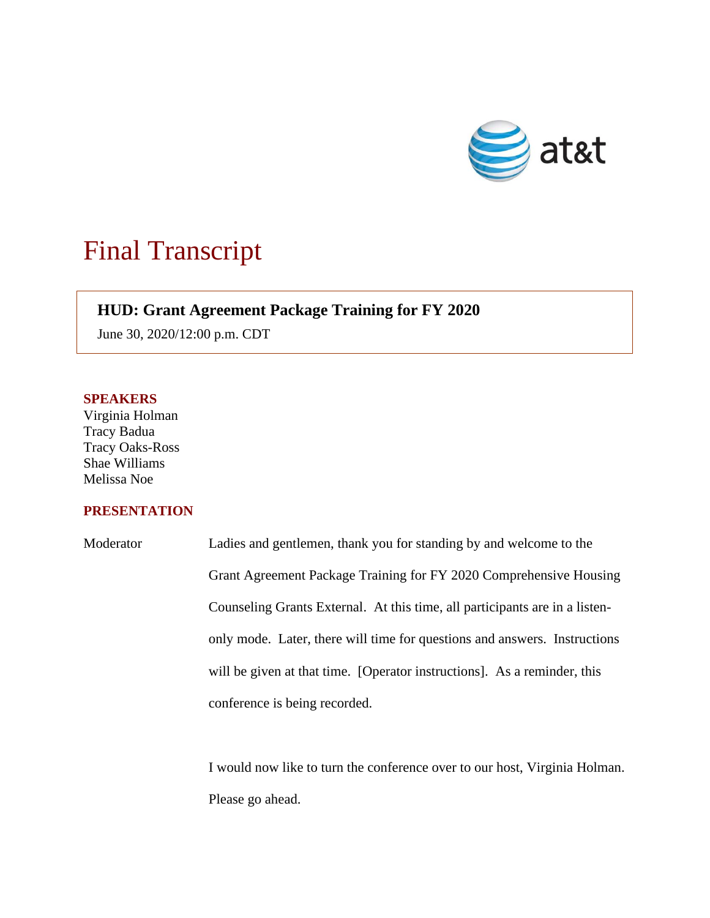# Final Transcript

**HUD: Grant Agreement Package Training for FY 2020**

June 30, 2020/12:00 p.m. CDT

## SPEAKERS

Virginia Holman
Tracy Badua
Tracy Oaks-Ross
Shae Williams
Melissa Noe

## PRESENTATION

Moderator Ladies and gentlemen, thank you for standing by and welcome to the Grant Agreement Package Training for FY 2020 Comprehensive Housing Counseling Grants External. At this time, all participants are in a listen-only mode. Later, there will time for questions and answers. Instructions will be given at that time. [Operator instructions]. As a reminder, this conference is being recorded.

I would now like to turn the conference over to our host, Virginia Holman. Please go ahead.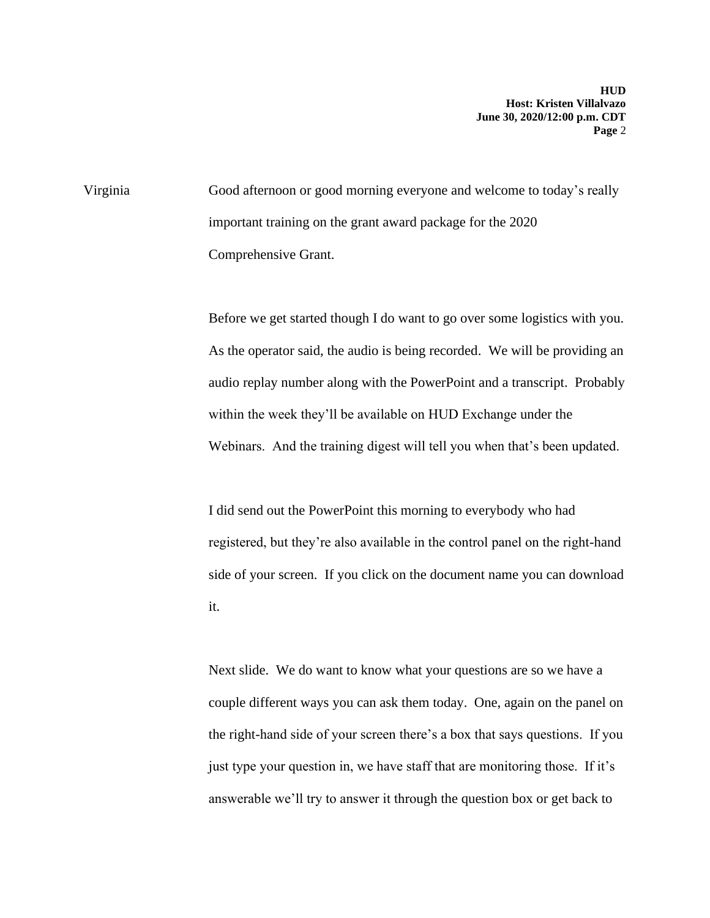Virginia Good afternoon or good morning everyone and welcome to today's really important training on the grant award package for the 2020 Comprehensive Grant.

Before we get started though I do want to go over some logistics with you. As the operator said, the audio is being recorded. We will be providing an audio replay number along with the PowerPoint and a transcript. Probably within the week they'll be available on HUD Exchange under the Webinars. And the training digest will tell you when that's been updated.

I did send out the PowerPoint this morning to everybody who had registered, but they're also available in the control panel on the right-hand side of your screen. If you click on the document name you can download it.

Next slide. We do want to know what your questions are so we have a couple different ways you can ask them today. One, again on the panel on the right-hand side of your screen there's a box that says questions. If you just type your question in, we have staff that are monitoring those. If it's answerable we'll try to answer it through the question box or get back to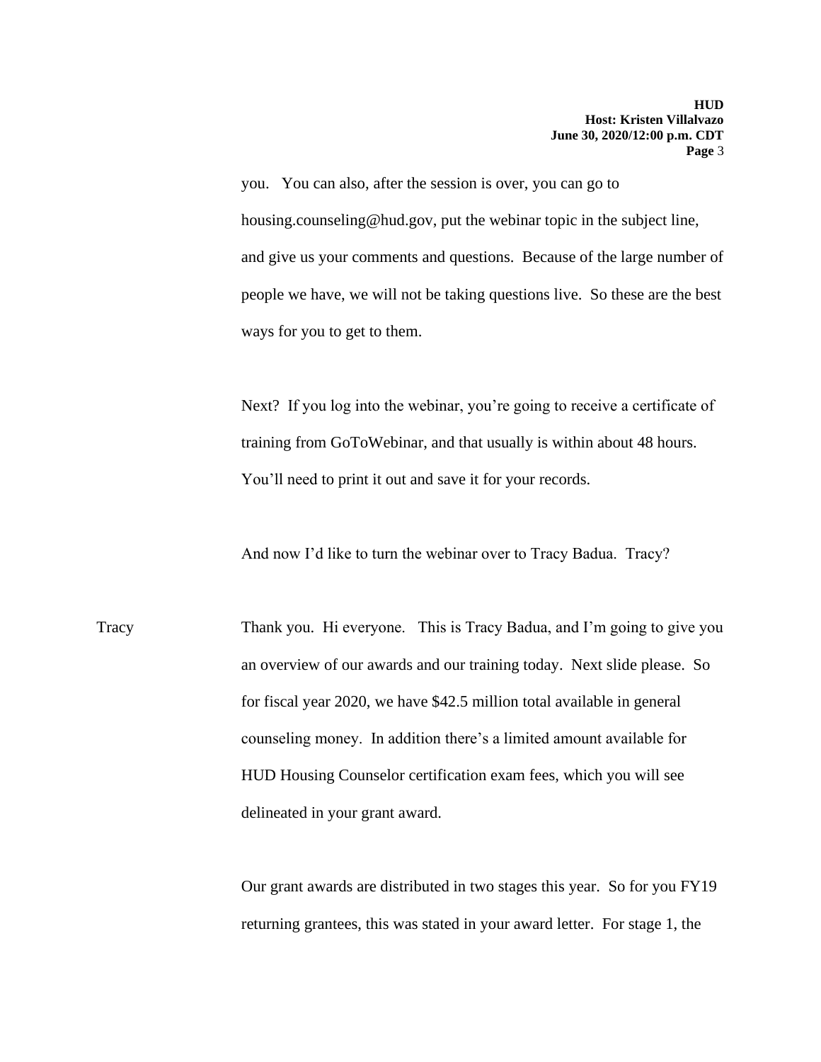you. You can also, after the session is over, you can go to housing.counseling@hud.gov, put the webinar topic in the subject line, and give us your comments and questions. Because of the large number of people we have, we will not be taking questions live. So these are the best ways for you to get to them.

Next? If you log into the webinar, you're going to receive a certificate of training from GoToWebinar, and that usually is within about 48 hours. You'll need to print it out and save it for your records.

And now I'd like to turn the webinar over to Tracy Badua. Tracy?

Tracy: Thank you. Hi everyone. This is Tracy Badua, and I'm going to give you an overview of our awards and our training today. Next slide please. So for fiscal year 2020, we have $42.5 million total available in general counseling money. In addition there's a limited amount available for HUD Housing Counselor certification exam fees, which you will see delineated in your grant award.

Our grant awards are distributed in two stages this year. So for you FY19 returning grantees, this was stated in your award letter. For stage 1, the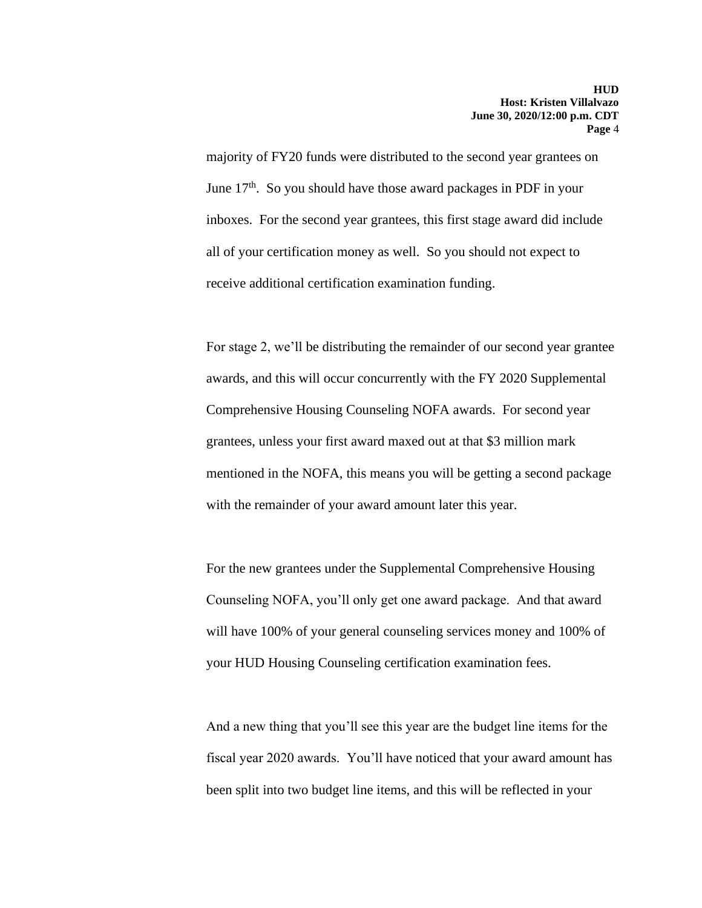majority of FY20 funds were distributed to the second year grantees on June 17th. So you should have those award packages in PDF in your inboxes. For the second year grantees, this first stage award did include all of your certification money as well. So you should not expect to receive additional certification examination funding.

For stage 2, we'll be distributing the remainder of our second year grantee awards, and this will occur concurrently with the FY 2020 Supplemental Comprehensive Housing Counseling NOFA awards. For second year grantees, unless your first award maxed out at that $3 million mark mentioned in the NOFA, this means you will be getting a second package with the remainder of your award amount later this year.

For the new grantees under the Supplemental Comprehensive Housing Counseling NOFA, you'll only get one award package. And that award will have 100% of your general counseling services money and 100% of your HUD Housing Counseling certification examination fees.

And a new thing that you'll see this year are the budget line items for the fiscal year 2020 awards. You'll have noticed that your award amount has been split into two budget line items, and this will be reflected in your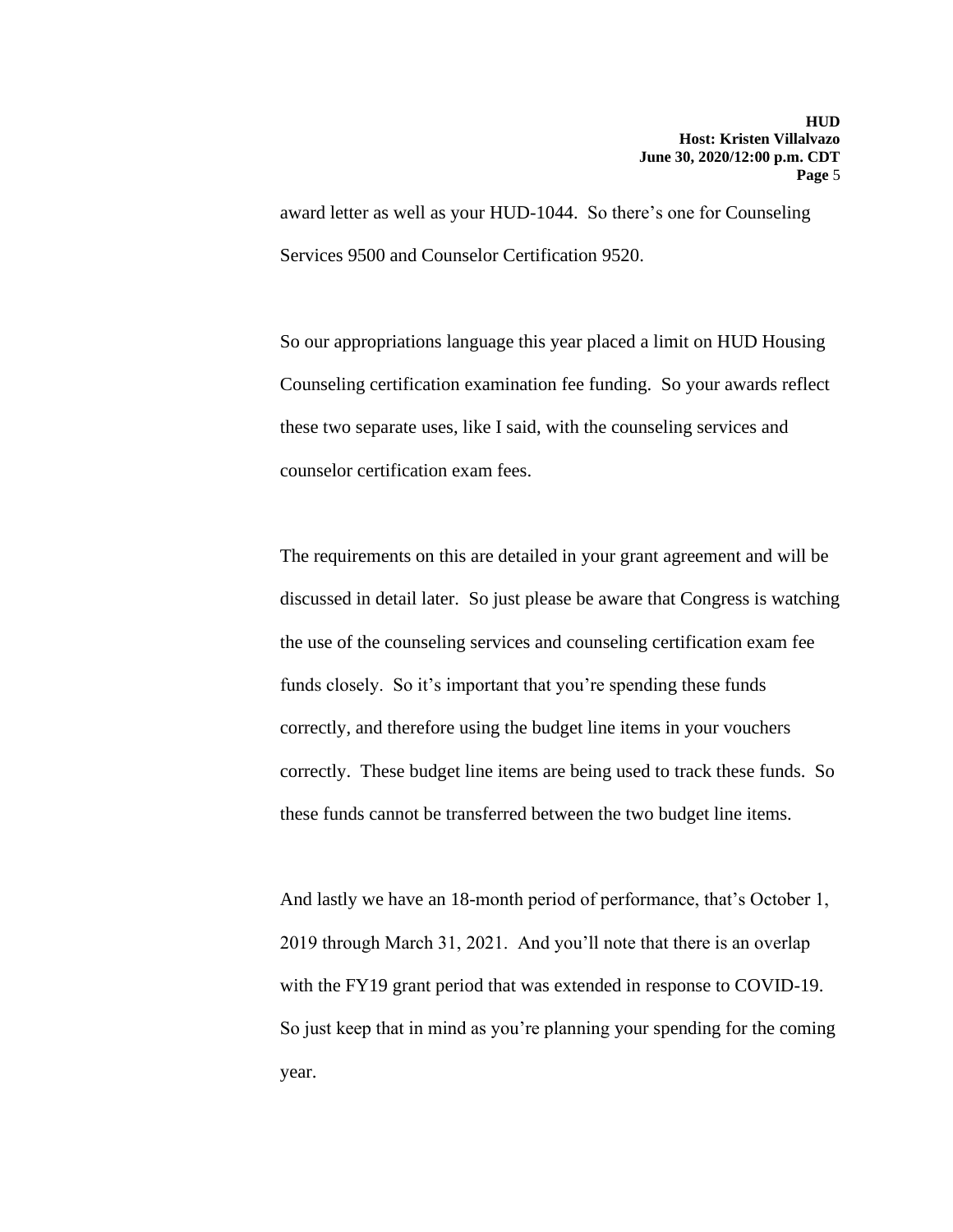award letter as well as your HUD-1044. So there's one for Counseling Services 9500 and Counselor Certification 9520.

So our appropriations language this year placed a limit on HUD Housing Counseling certification examination fee funding. So your awards reflect these two separate uses, like I said, with the counseling services and counselor certification exam fees.

The requirements on this are detailed in your grant agreement and will be discussed in detail later. So just please be aware that Congress is watching the use of the counseling services and counseling certification exam fee funds closely. So it's important that you're spending these funds correctly, and therefore using the budget line items in your vouchers correctly. These budget line items are being used to track these funds. So these funds cannot be transferred between the two budget line items.

And lastly we have an 18-month period of performance, that's October 1, 2019 through March 31, 2021. And you'll note that there is an overlap with the FY19 grant period that was extended in response to COVID-19. So just keep that in mind as you're planning your spending for the coming year.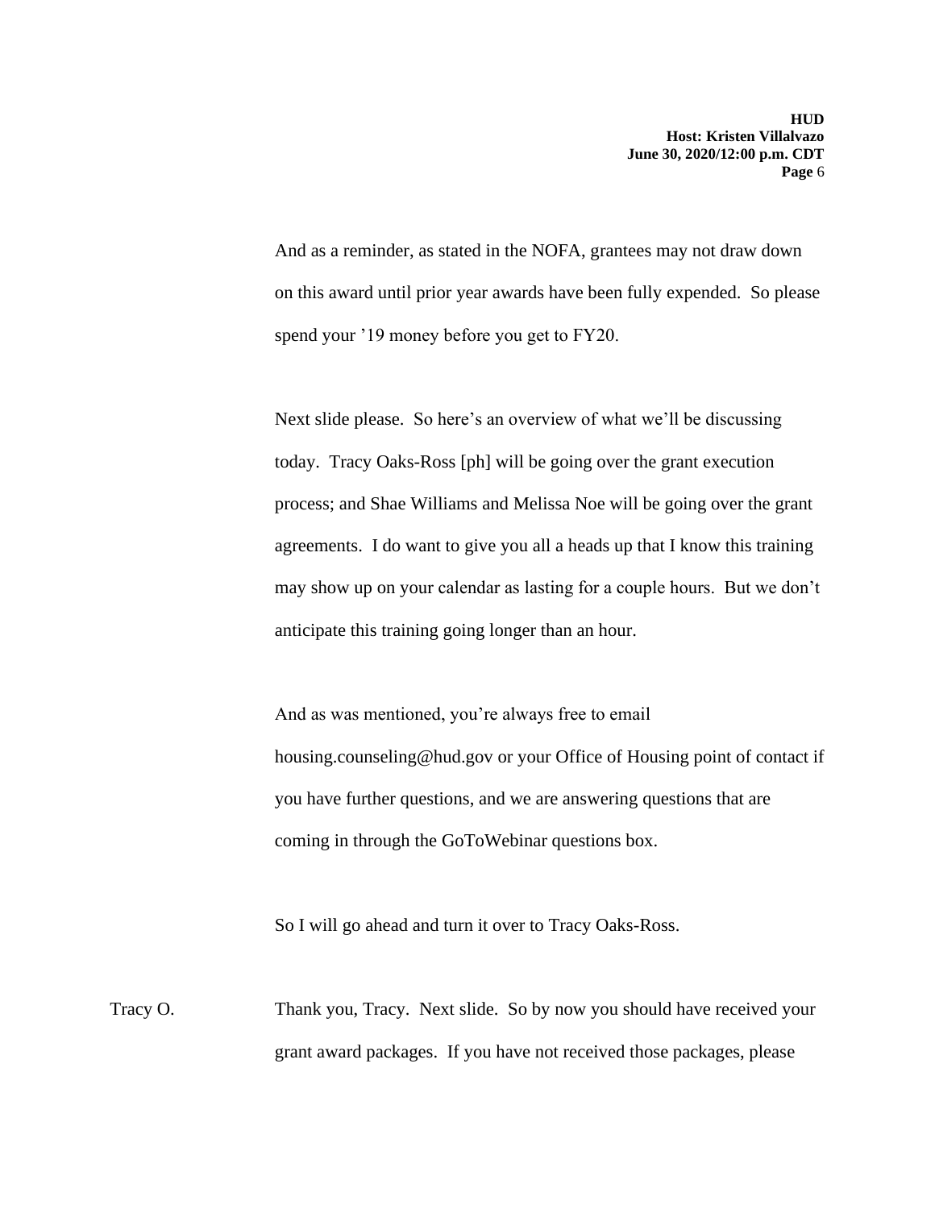And as a reminder, as stated in the NOFA, grantees may not draw down on this award until prior year awards have been fully expended. So please spend your '19 money before you get to FY20.

Next slide please. So here's an overview of what we'll be discussing today. Tracy Oaks-Ross [ph] will be going over the grant execution process; and Shae Williams and Melissa Noe will be going over the grant agreements. I do want to give you all a heads up that I know this training may show up on your calendar as lasting for a couple hours. But we don't anticipate this training going longer than an hour.

And as was mentioned, you're always free to email housing.counseling@hud.gov or your Office of Housing point of contact if you have further questions, and we are answering questions that are coming in through the GoToWebinar questions box.

So I will go ahead and turn it over to Tracy Oaks-Ross.

Tracy O. Thank you, Tracy. Next slide. So by now you should have received your grant award packages. If you have not received those packages, please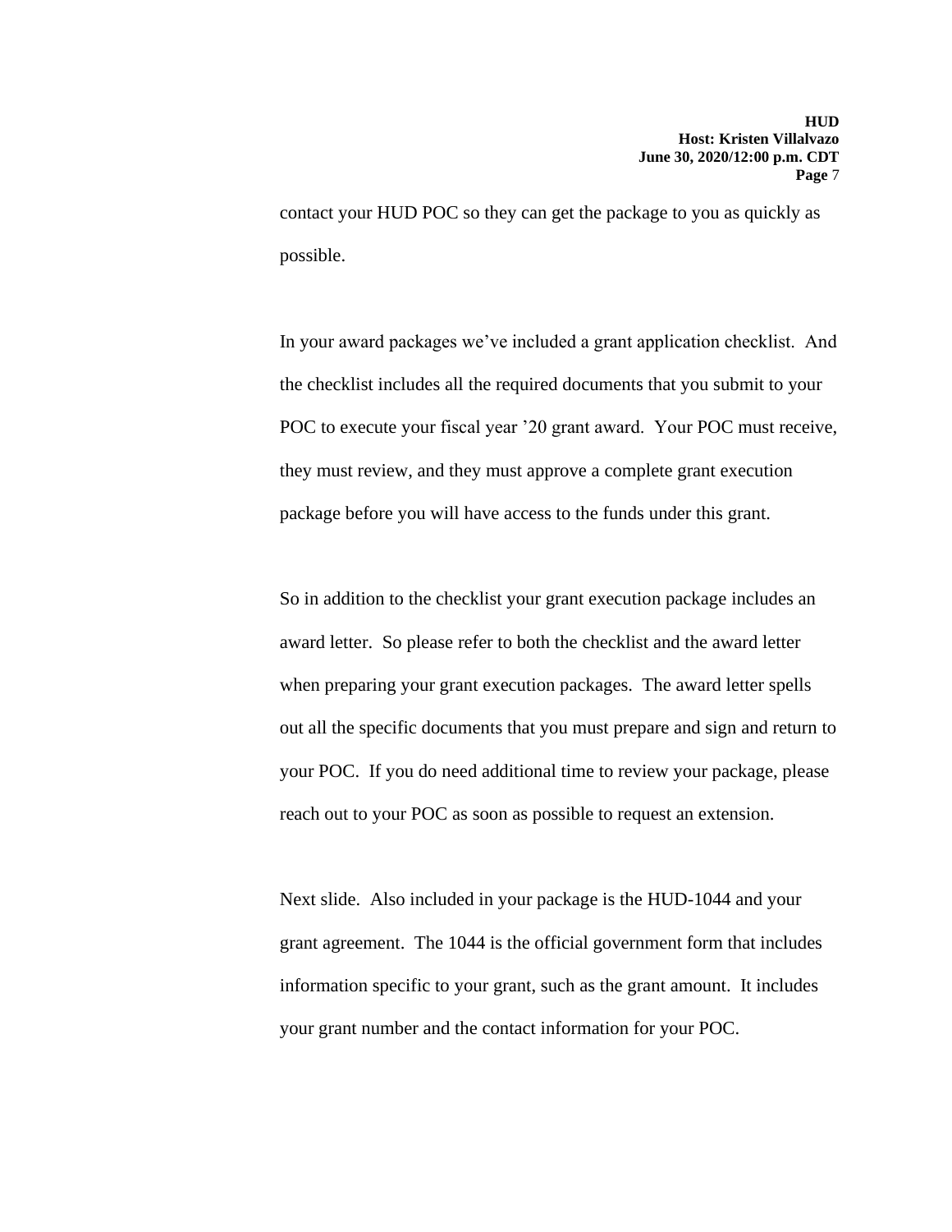contact your HUD POC so they can get the package to you as quickly as possible.

In your award packages we've included a grant application checklist. And the checklist includes all the required documents that you submit to your POC to execute your fiscal year '20 grant award. Your POC must receive, they must review, and they must approve a complete grant execution package before you will have access to the funds under this grant.

So in addition to the checklist your grant execution package includes an award letter. So please refer to both the checklist and the award letter when preparing your grant execution packages. The award letter spells out all the specific documents that you must prepare and sign and return to your POC. If you do need additional time to review your package, please reach out to your POC as soon as possible to request an extension.

Next slide. Also included in your package is the HUD-1044 and your grant agreement. The 1044 is the official government form that includes information specific to your grant, such as the grant amount. It includes your grant number and the contact information for your POC.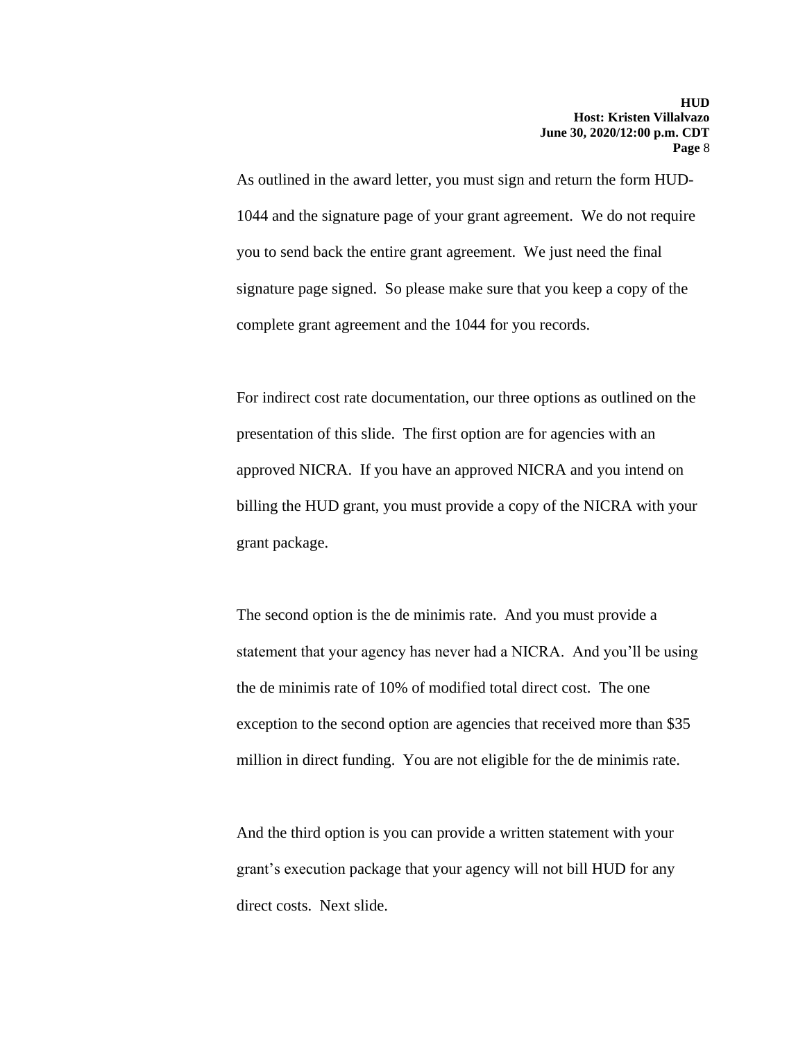As outlined in the award letter, you must sign and return the form HUD-1044 and the signature page of your grant agreement. We do not require you to send back the entire grant agreement. We just need the final signature page signed. So please make sure that you keep a copy of the complete grant agreement and the 1044 for you records.

For indirect cost rate documentation, our three options as outlined on the presentation of this slide. The first option are for agencies with an approved NICRA. If you have an approved NICRA and you intend on billing the HUD grant, you must provide a copy of the NICRA with your grant package.

The second option is the de minimis rate. And you must provide a statement that your agency has never had a NICRA. And you'll be using the de minimis rate of 10% of modified total direct cost. The one exception to the second option are agencies that received more than $35 million in direct funding. You are not eligible for the de minimis rate.

And the third option is you can provide a written statement with your grant's execution package that your agency will not bill HUD for any direct costs. Next slide.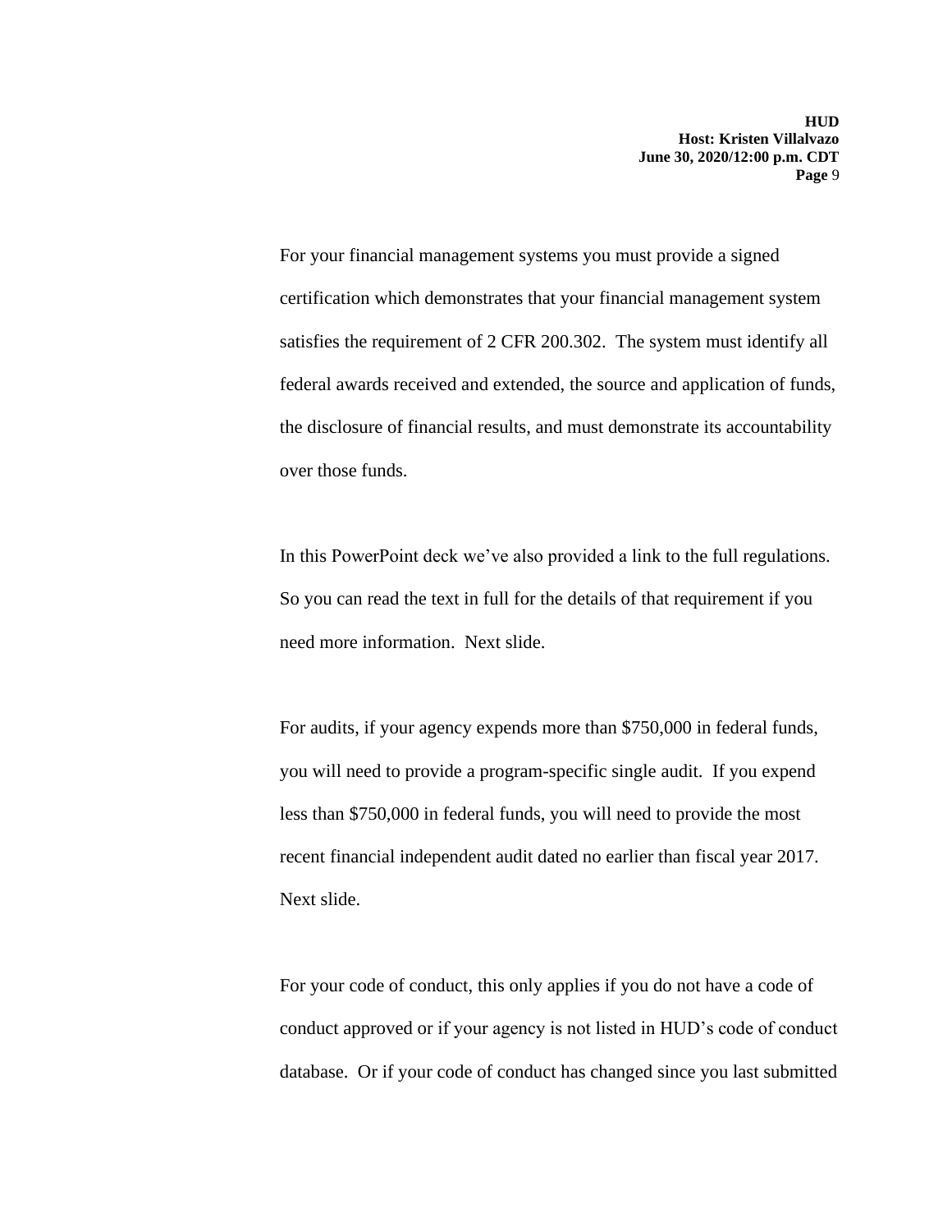For your financial management systems you must provide a signed certification which demonstrates that your financial management system satisfies the requirement of 2 CFR 200.302. The system must identify all federal awards received and extended, the source and application of funds, the disclosure of financial results, and must demonstrate its accountability over those funds.

In this PowerPoint deck we've also provided a link to the full regulations. So you can read the text in full for the details of that requirement if you need more information. Next slide.

For audits, if your agency expends more than $750,000 in federal funds, you will need to provide a program-specific single audit. If you expend less than $750,000 in federal funds, you will need to provide the most recent financial independent audit dated no earlier than fiscal year 2017. Next slide.

For your code of conduct, this only applies if you do not have a code of conduct approved or if your agency is not listed in HUD's code of conduct database. Or if your code of conduct has changed since you last submitted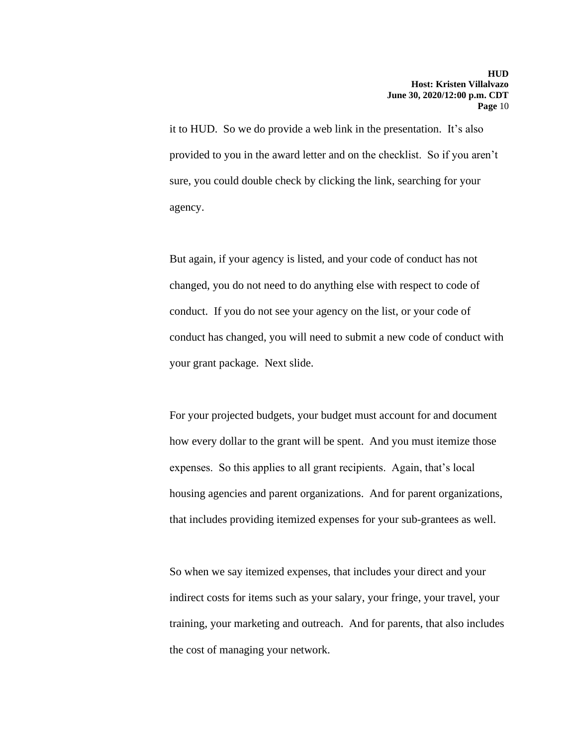it to HUD. So we do provide a web link in the presentation. It's also provided to you in the award letter and on the checklist. So if you aren't sure, you could double check by clicking the link, searching for your agency.

But again, if your agency is listed, and your code of conduct has not changed, you do not need to do anything else with respect to code of conduct. If you do not see your agency on the list, or your code of conduct has changed, you will need to submit a new code of conduct with your grant package. Next slide.

For your projected budgets, your budget must account for and document how every dollar to the grant will be spent. And you must itemize those expenses. So this applies to all grant recipients. Again, that's local housing agencies and parent organizations. And for parent organizations, that includes providing itemized expenses for your sub-grantees as well.

So when we say itemized expenses, that includes your direct and your indirect costs for items such as your salary, your fringe, your travel, your training, your marketing and outreach. And for parents, that also includes the cost of managing your network.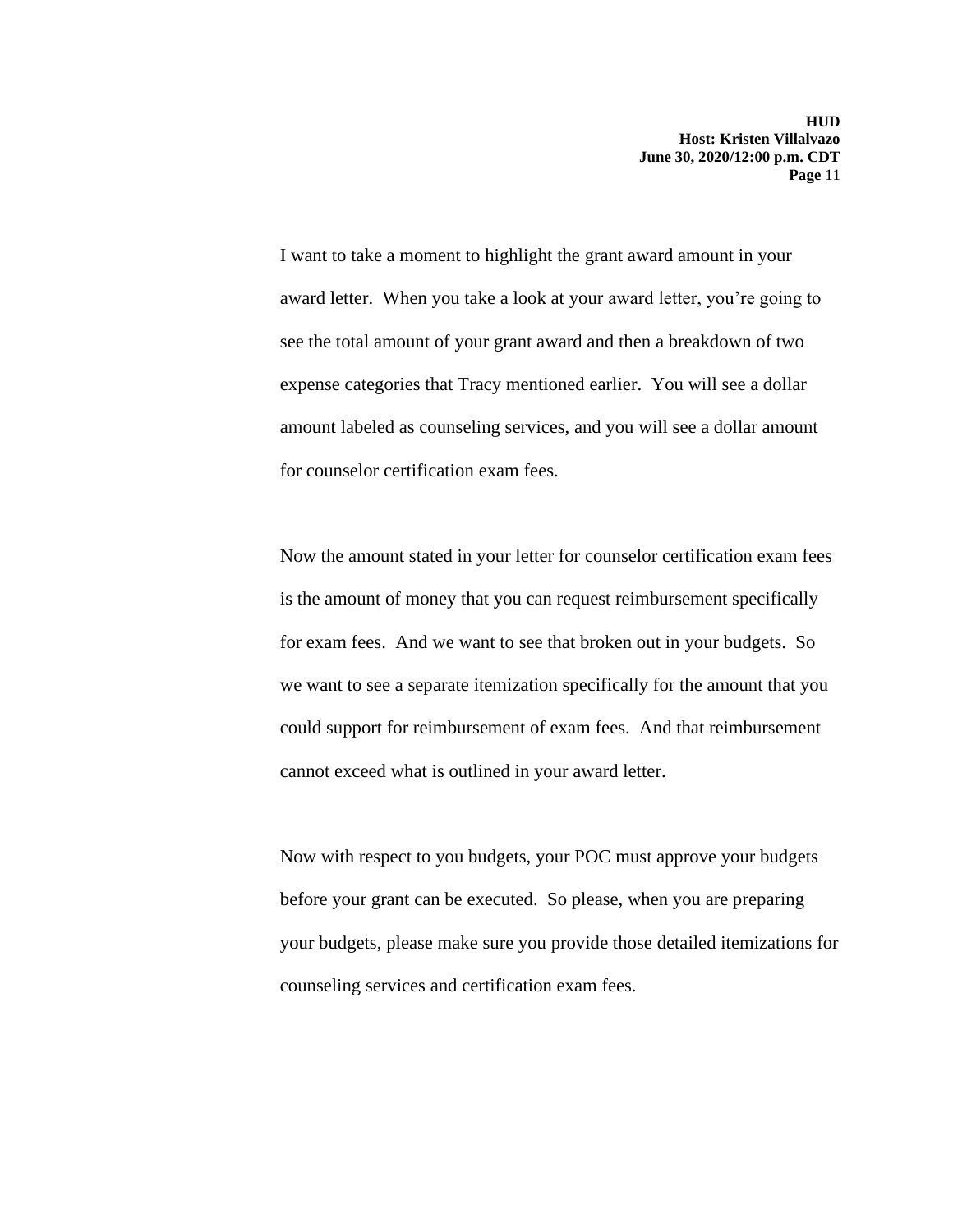I want to take a moment to highlight the grant award amount in your award letter. When you take a look at your award letter, you're going to see the total amount of your grant award and then a breakdown of two expense categories that Tracy mentioned earlier. You will see a dollar amount labeled as counseling services, and you will see a dollar amount for counselor certification exam fees.

Now the amount stated in your letter for counselor certification exam fees is the amount of money that you can request reimbursement specifically for exam fees. And we want to see that broken out in your budgets. So we want to see a separate itemization specifically for the amount that you could support for reimbursement of exam fees. And that reimbursement cannot exceed what is outlined in your award letter.

Now with respect to you budgets, your POC must approve your budgets before your grant can be executed. So please, when you are preparing your budgets, please make sure you provide those detailed itemizations for counseling services and certification exam fees.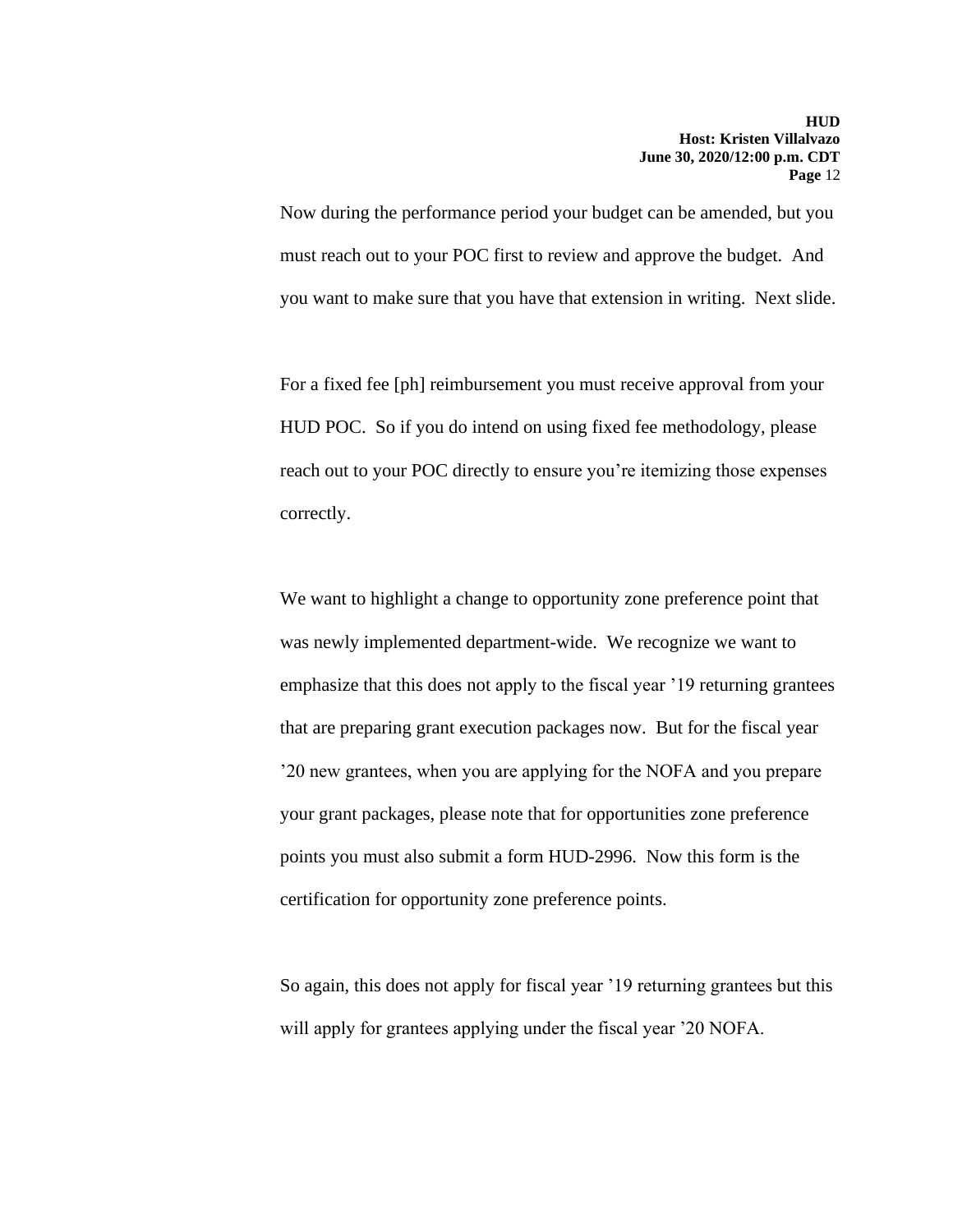Now during the performance period your budget can be amended, but you must reach out to your POC first to review and approve the budget. And you want to make sure that you have that extension in writing. Next slide.

For a fixed fee [ph] reimbursement you must receive approval from your HUD POC. So if you do intend on using fixed fee methodology, please reach out to your POC directly to ensure you're itemizing those expenses correctly.

We want to highlight a change to opportunity zone preference point that was newly implemented department-wide. We recognize we want to emphasize that this does not apply to the fiscal year '19 returning grantees that are preparing grant execution packages now. But for the fiscal year '20 new grantees, when you are applying for the NOFA and you prepare your grant packages, please note that for opportunities zone preference points you must also submit a form HUD-2996. Now this form is the certification for opportunity zone preference points.

So again, this does not apply for fiscal year '19 returning grantees but this will apply for grantees applying under the fiscal year '20 NOFA.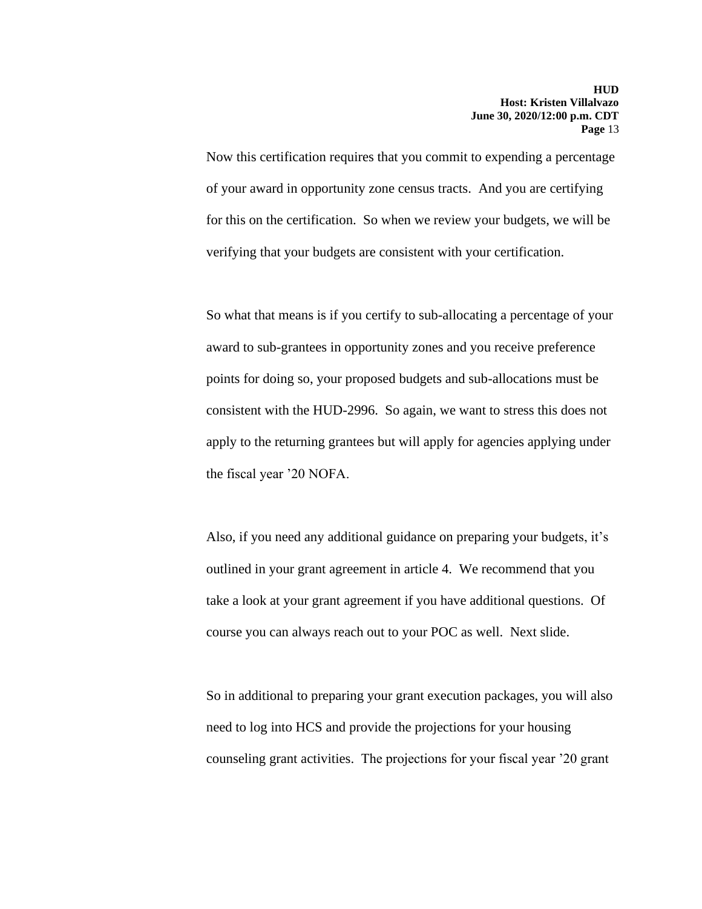Now this certification requires that you commit to expending a percentage of your award in opportunity zone census tracts. And you are certifying for this on the certification. So when we review your budgets, we will be verifying that your budgets are consistent with your certification.

So what that means is if you certify to sub-allocating a percentage of your award to sub-grantees in opportunity zones and you receive preference points for doing so, your proposed budgets and sub-allocations must be consistent with the HUD-2996. So again, we want to stress this does not apply to the returning grantees but will apply for agencies applying under the fiscal year '20 NOFA.

Also, if you need any additional guidance on preparing your budgets, it's outlined in your grant agreement in article 4. We recommend that you take a look at your grant agreement if you have additional questions. Of course you can always reach out to your POC as well. Next slide.

So in additional to preparing your grant execution packages, you will also need to log into HCS and provide the projections for your housing counseling grant activities. The projections for your fiscal year '20 grant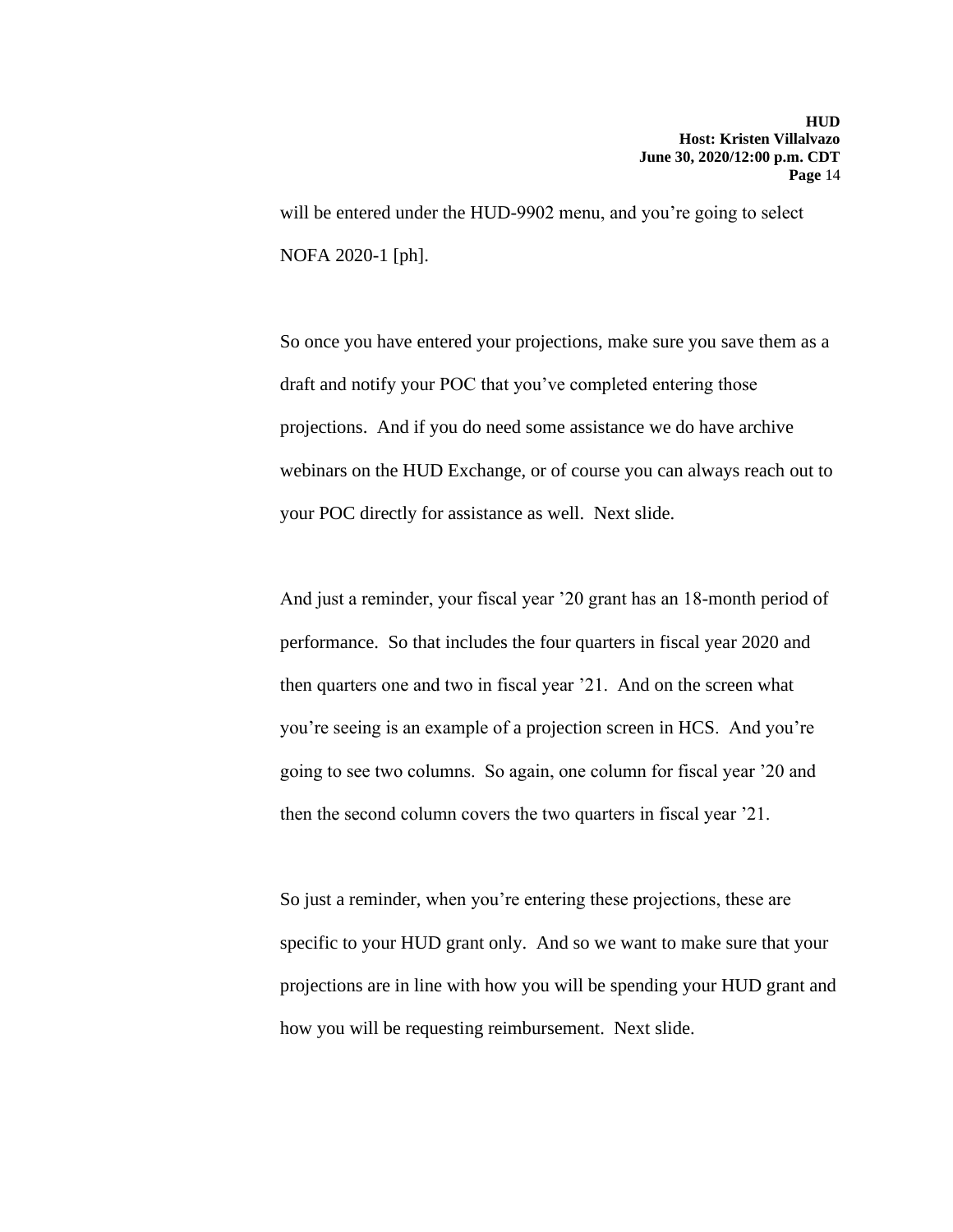will be entered under the HUD-9902 menu, and you're going to select NOFA 2020-1 [ph].

So once you have entered your projections, make sure you save them as a draft and notify your POC that you've completed entering those projections. And if you do need some assistance we do have archive webinars on the HUD Exchange, or of course you can always reach out to your POC directly for assistance as well. Next slide.

And just a reminder, your fiscal year '20 grant has an 18-month period of performance. So that includes the four quarters in fiscal year 2020 and then quarters one and two in fiscal year '21. And on the screen what you're seeing is an example of a projection screen in HCS. And you're going to see two columns. So again, one column for fiscal year '20 and then the second column covers the two quarters in fiscal year '21.

So just a reminder, when you're entering these projections, these are specific to your HUD grant only. And so we want to make sure that your projections are in line with how you will be spending your HUD grant and how you will be requesting reimbursement. Next slide.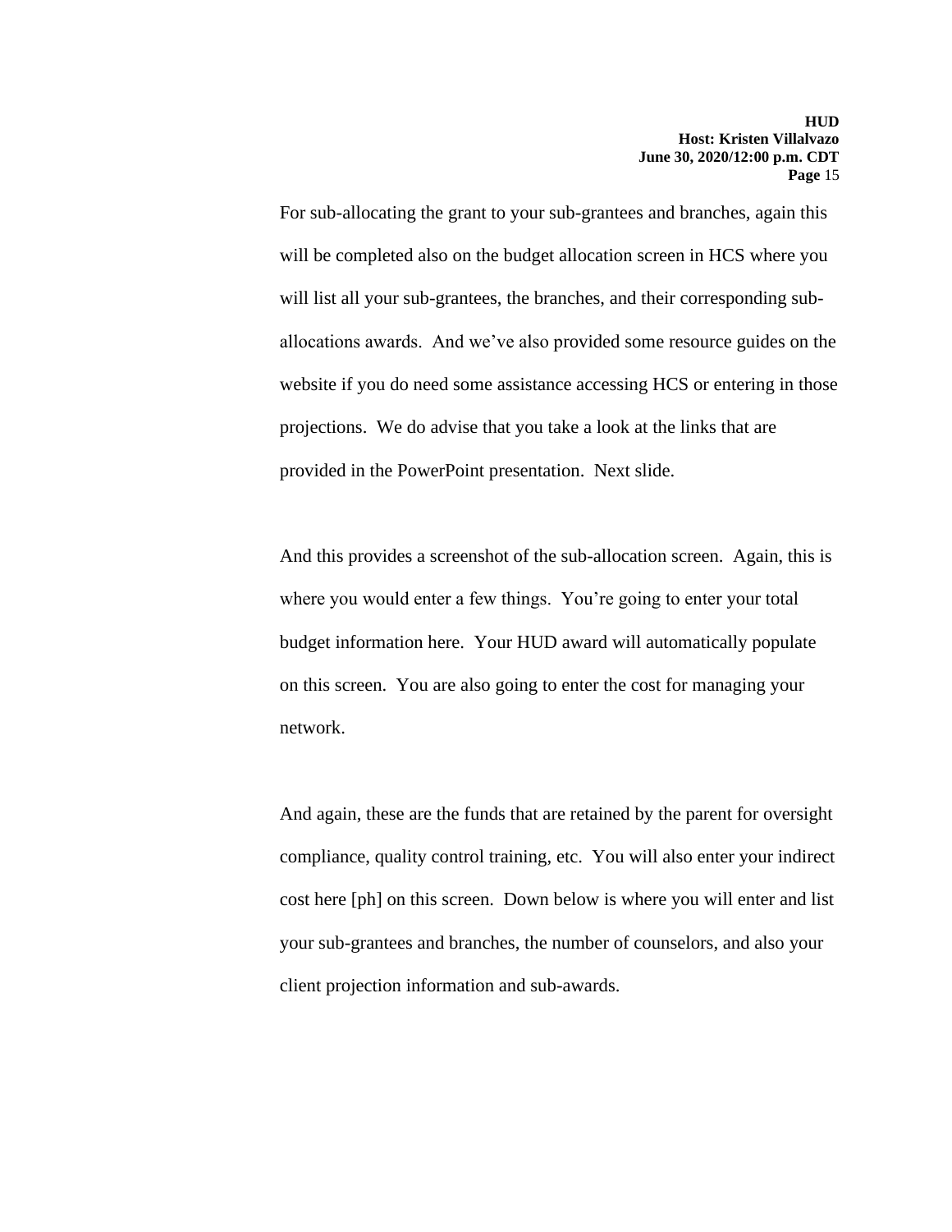For sub-allocating the grant to your sub-grantees and branches, again this will be completed also on the budget allocation screen in HCS where you will list all your sub-grantees, the branches, and their corresponding sub-allocations awards. And we've also provided some resource guides on the website if you do need some assistance accessing HCS or entering in those projections. We do advise that you take a look at the links that are provided in the PowerPoint presentation. Next slide.

And this provides a screenshot of the sub-allocation screen. Again, this is where you would enter a few things. You're going to enter your total budget information here. Your HUD award will automatically populate on this screen. You are also going to enter the cost for managing your network.

And again, these are the funds that are retained by the parent for oversight compliance, quality control training, etc. You will also enter your indirect cost here [ph] on this screen. Down below is where you will enter and list your sub-grantees and branches, the number of counselors, and also your client projection information and sub-awards.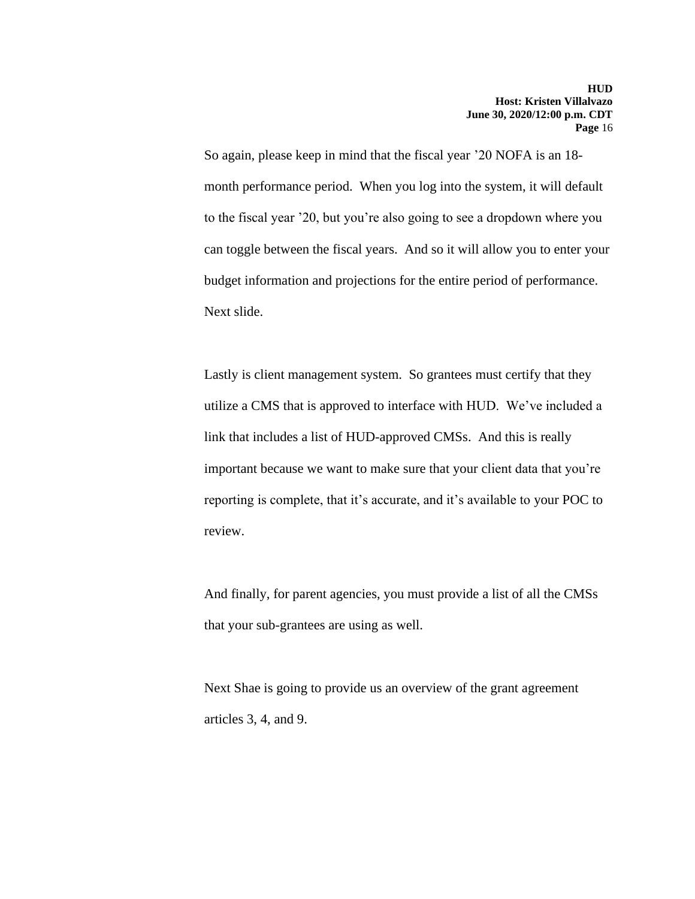So again, please keep in mind that the fiscal year ’20 NOFA is an 18-month performance period. When you log into the system, it will default to the fiscal year ’20, but you’re also going to see a dropdown where you can toggle between the fiscal years. And so it will allow you to enter your budget information and projections for the entire period of performance. Next slide.

Lastly is client management system. So grantees must certify that they utilize a CMS that is approved to interface with HUD. We’ve included a link that includes a list of HUD-approved CMSs. And this is really important because we want to make sure that your client data that you’re reporting is complete, that it’s accurate, and it’s available to your POC to review.

And finally, for parent agencies, you must provide a list of all the CMSs that your sub-grantees are using as well.

Next Shae is going to provide us an overview of the grant agreement articles 3, 4, and 9.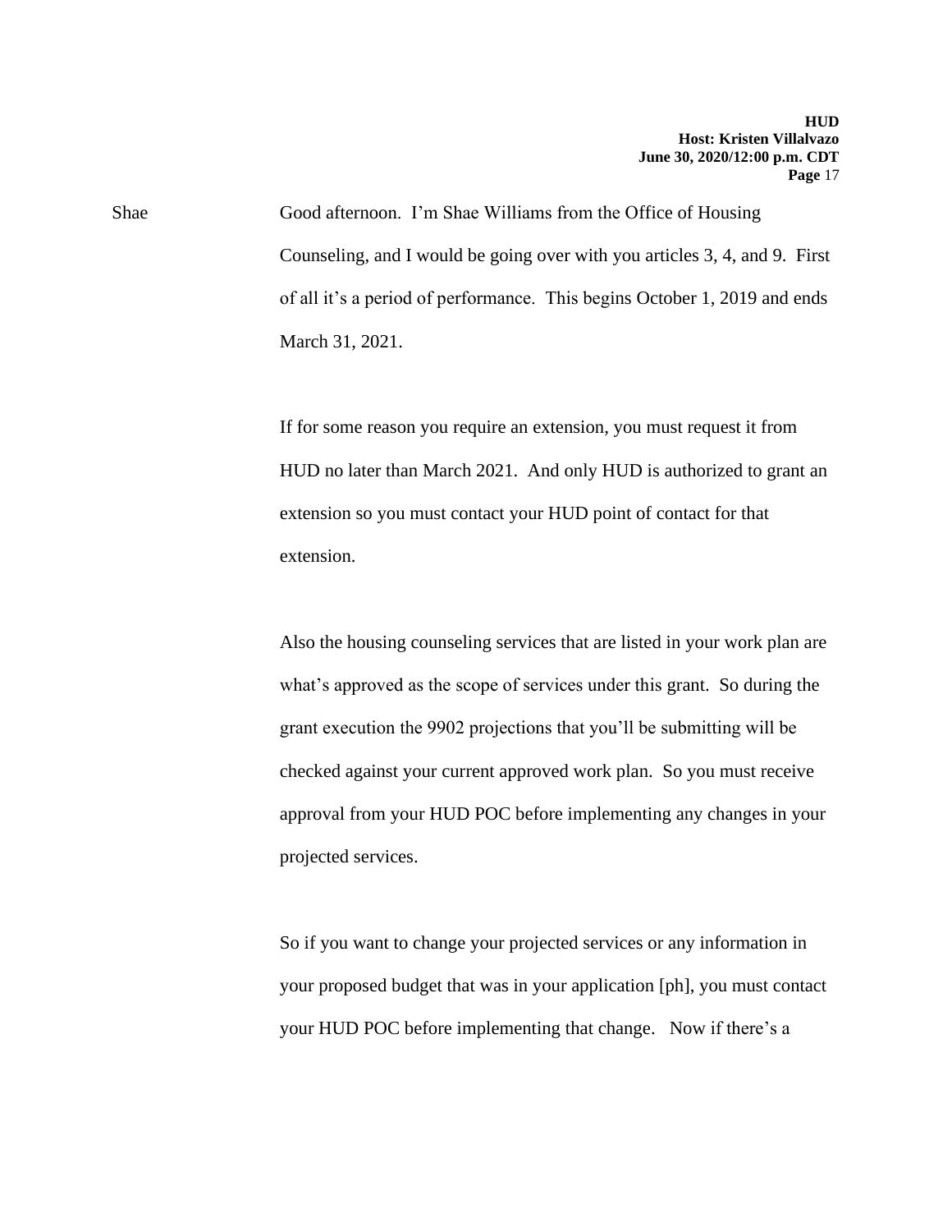Shae Good afternoon. I'm Shae Williams from the Office of Housing Counseling, and I would be going over with you articles 3, 4, and 9. First of all it's a period of performance. This begins October 1, 2019 and ends March 31, 2021.

If for some reason you require an extension, you must request it from HUD no later than March 2021. And only HUD is authorized to grant an extension so you must contact your HUD point of contact for that extension.

Also the housing counseling services that are listed in your work plan are what's approved as the scope of services under this grant. So during the grant execution the 9902 projections that you'll be submitting will be checked against your current approved work plan. So you must receive approval from your HUD POC before implementing any changes in your projected services.

So if you want to change your projected services or any information in your proposed budget that was in your application [ph], you must contact your HUD POC before implementing that change. Now if there's a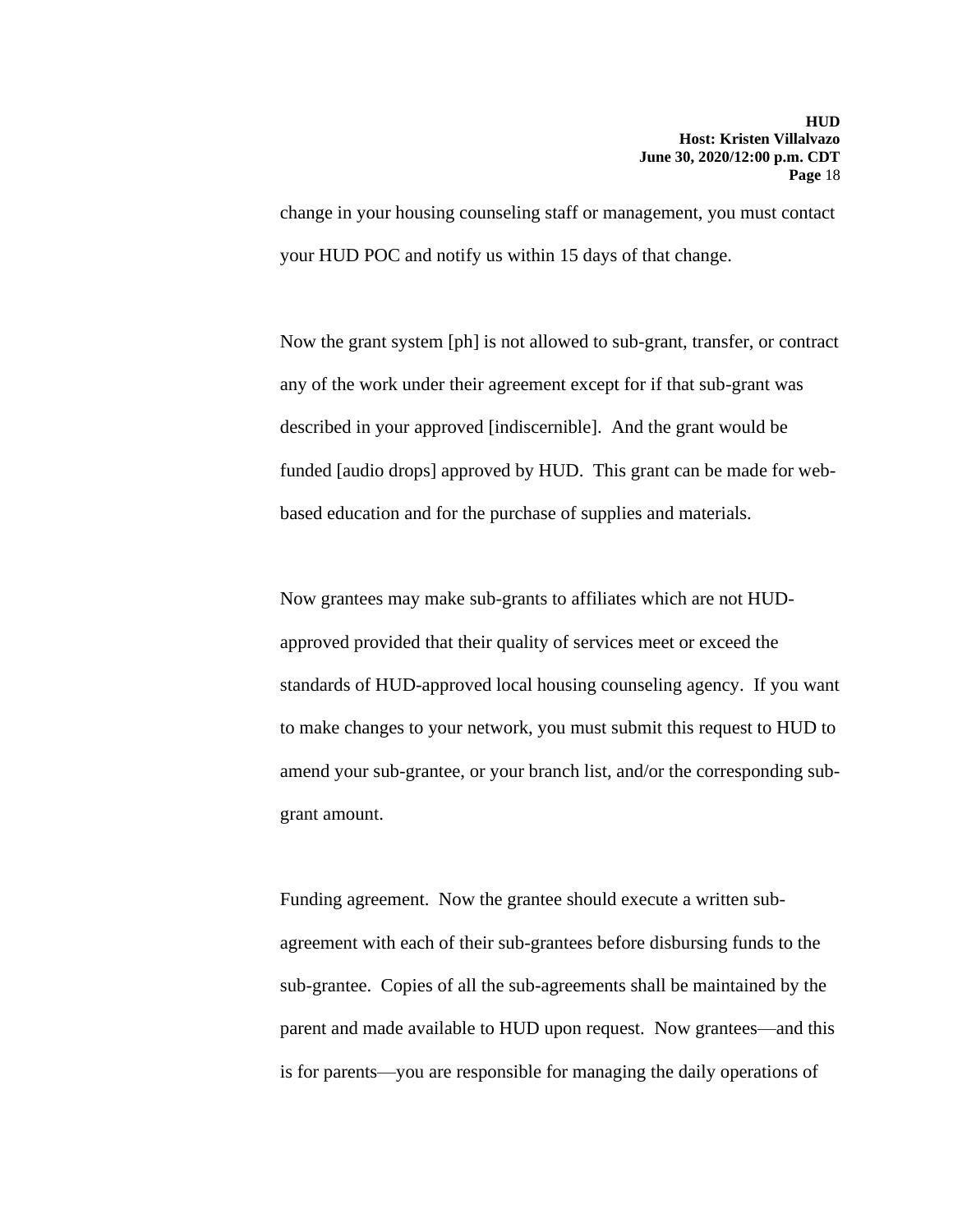change in your housing counseling staff or management, you must contact your HUD POC and notify us within 15 days of that change.

Now the grant system [ph] is not allowed to sub-grant, transfer, or contract any of the work under their agreement except for if that sub-grant was described in your approved [indiscernible]. And the grant would be funded [audio drops] approved by HUD. This grant can be made for web-based education and for the purchase of supplies and materials.

Now grantees may make sub-grants to affiliates which are not HUD-approved provided that their quality of services meet or exceed the standards of HUD-approved local housing counseling agency. If you want to make changes to your network, you must submit this request to HUD to amend your sub-grantee, or your branch list, and/or the corresponding sub-grant amount.

Funding agreement. Now the grantee should execute a written sub-agreement with each of their sub-grantees before disbursing funds to the sub-grantee. Copies of all the sub-agreements shall be maintained by the parent and made available to HUD upon request. Now grantees—and this is for parents—you are responsible for managing the daily operations of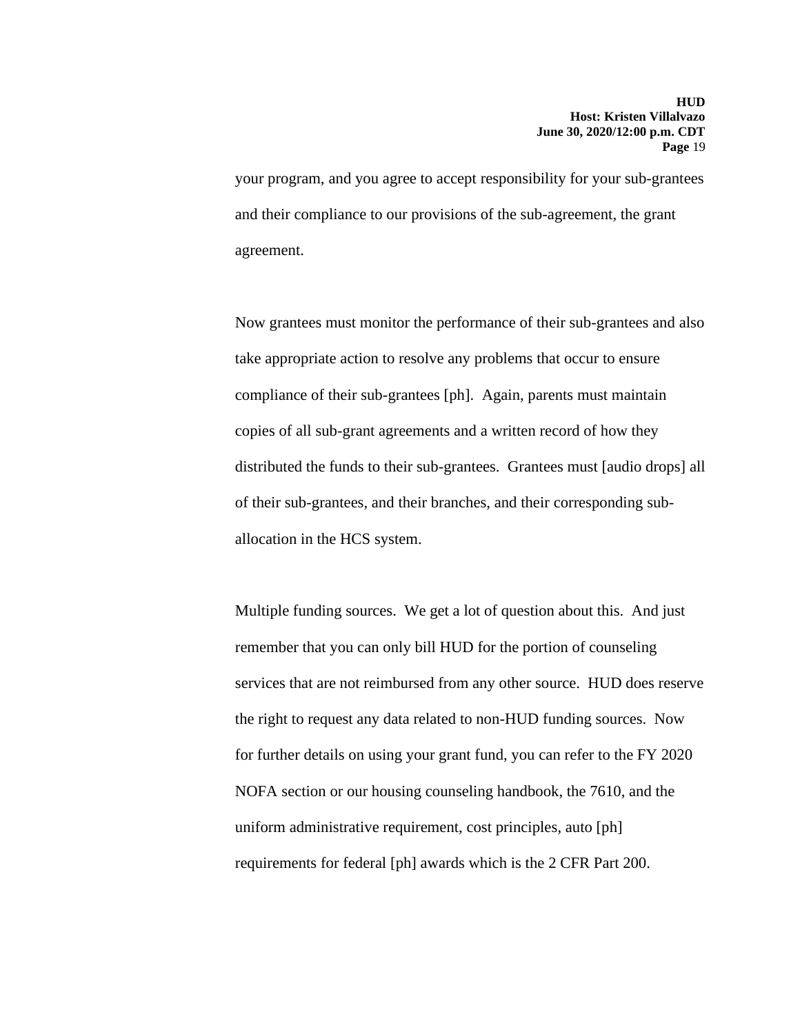your program, and you agree to accept responsibility for your sub-grantees and their compliance to our provisions of the sub-agreement, the grant agreement.

Now grantees must monitor the performance of their sub-grantees and also take appropriate action to resolve any problems that occur to ensure compliance of their sub-grantees [ph]. Again, parents must maintain copies of all sub-grant agreements and a written record of how they distributed the funds to their sub-grantees. Grantees must [audio drops] all of their sub-grantees, and their branches, and their corresponding sub-allocation in the HCS system.

Multiple funding sources. We get a lot of question about this. And just remember that you can only bill HUD for the portion of counseling services that are not reimbursed from any other source. HUD does reserve the right to request any data related to non-HUD funding sources. Now for further details on using your grant fund, you can refer to the FY 2020 NOFA section or our housing counseling handbook, the 7610, and the uniform administrative requirement, cost principles, auto [ph] requirements for federal [ph] awards which is the 2 CFR Part 200.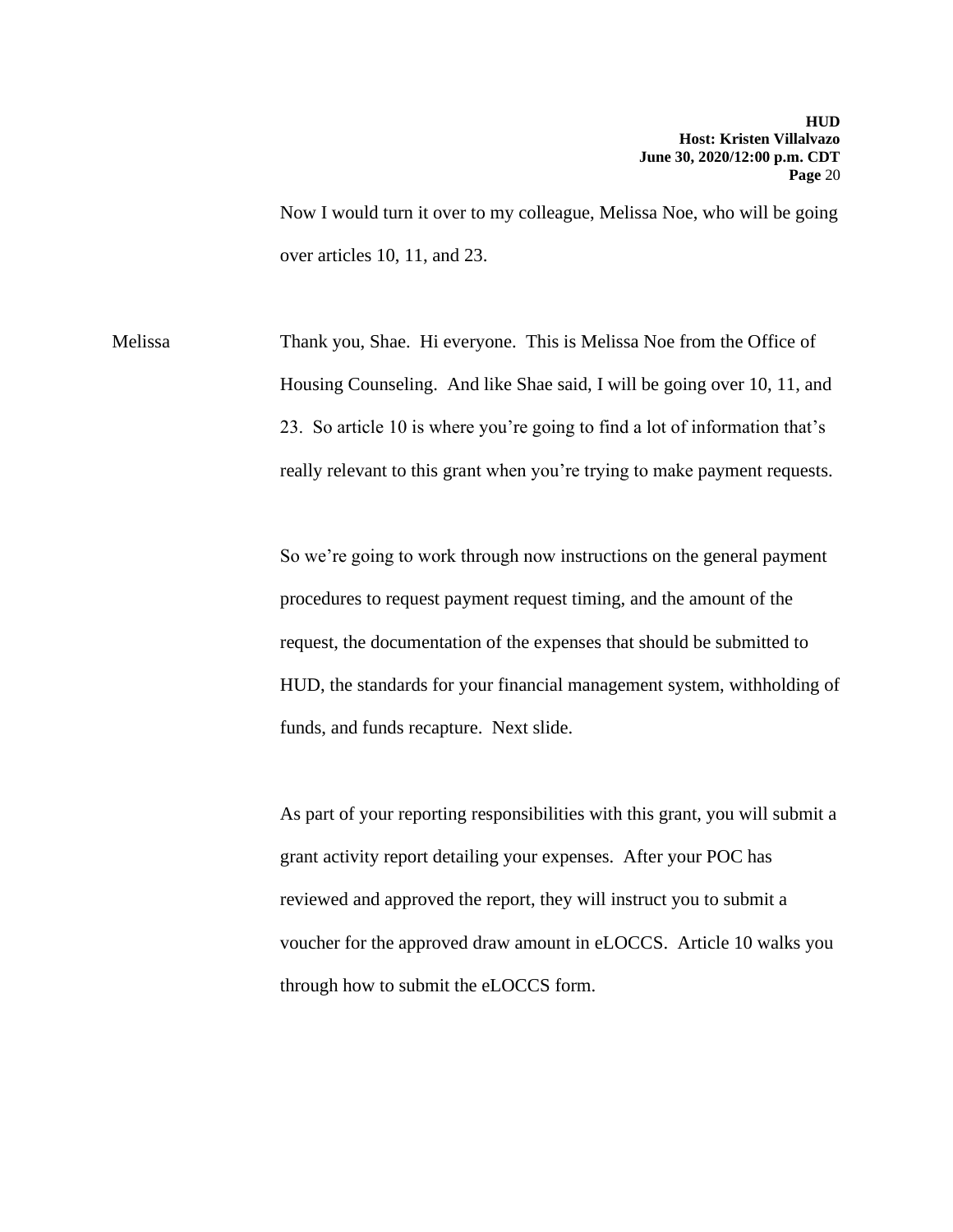Now I would turn it over to my colleague, Melissa Noe, who will be going over articles 10, 11, and 23.

Melissa Thank you, Shae. Hi everyone. This is Melissa Noe from the Office of Housing Counseling. And like Shae said, I will be going over 10, 11, and 23. So article 10 is where you're going to find a lot of information that's really relevant to this grant when you're trying to make payment requests.

So we're going to work through now instructions on the general payment procedures to request payment request timing, and the amount of the request, the documentation of the expenses that should be submitted to HUD, the standards for your financial management system, withholding of funds, and funds recapture. Next slide.

As part of your reporting responsibilities with this grant, you will submit a grant activity report detailing your expenses. After your POC has reviewed and approved the report, they will instruct you to submit a voucher for the approved draw amount in eLOCCS. Article 10 walks you through how to submit the eLOCCS form.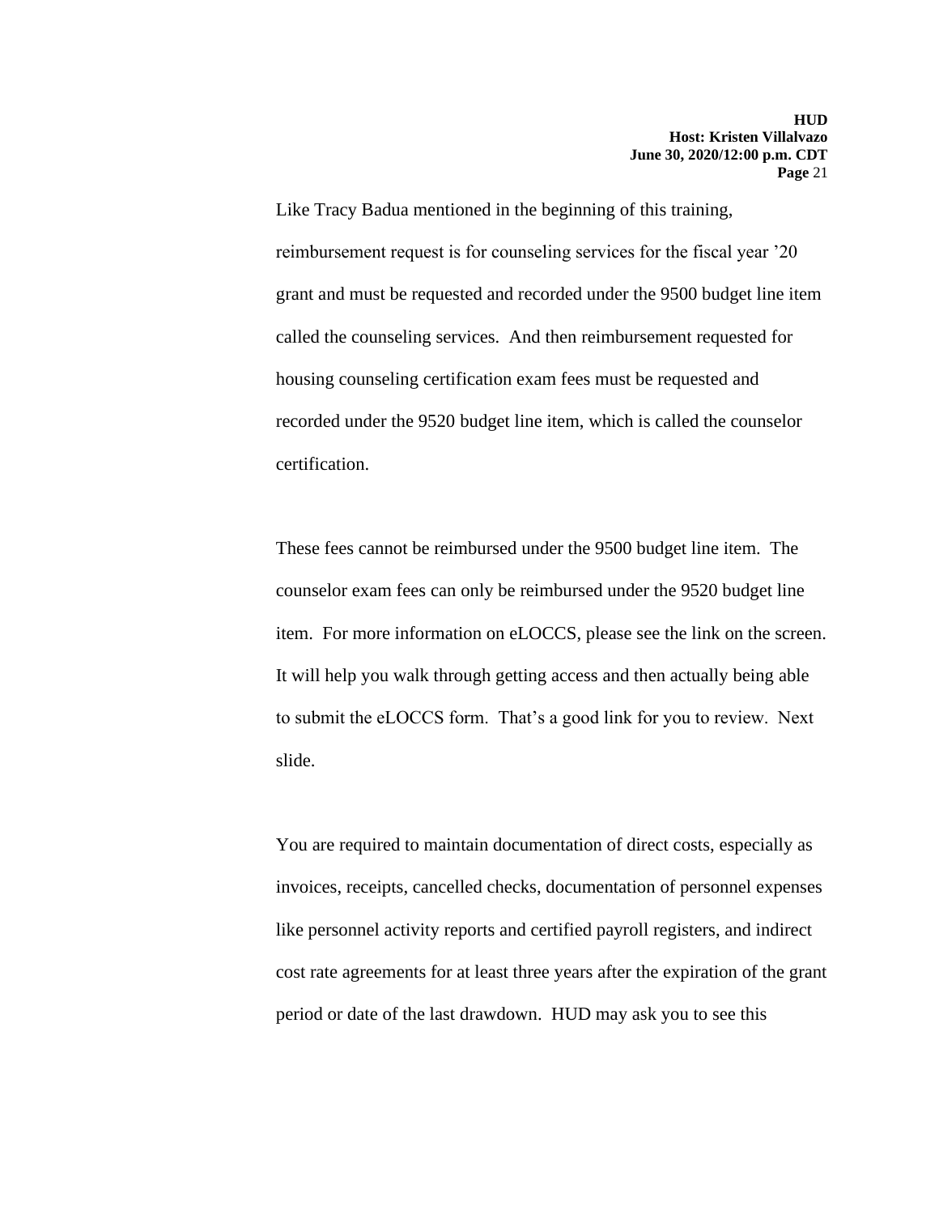Like Tracy Badua mentioned in the beginning of this training, reimbursement request is for counseling services for the fiscal year '20 grant and must be requested and recorded under the 9500 budget line item called the counseling services. And then reimbursement requested for housing counseling certification exam fees must be requested and recorded under the 9520 budget line item, which is called the counselor certification.

These fees cannot be reimbursed under the 9500 budget line item. The counselor exam fees can only be reimbursed under the 9520 budget line item. For more information on eLOCCS, please see the link on the screen. It will help you walk through getting access and then actually being able to submit the eLOCCS form. That's a good link for you to review. Next slide.

You are required to maintain documentation of direct costs, especially as invoices, receipts, cancelled checks, documentation of personnel expenses like personnel activity reports and certified payroll registers, and indirect cost rate agreements for at least three years after the expiration of the grant period or date of the last drawdown. HUD may ask you to see this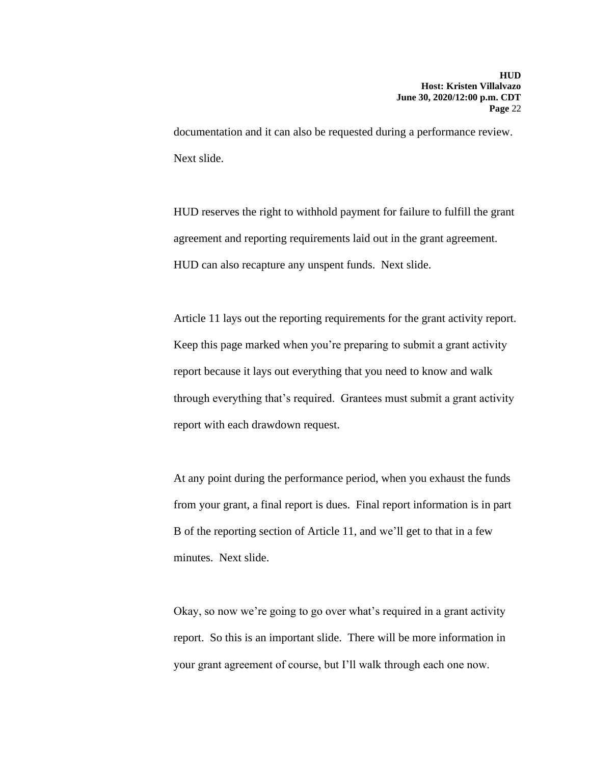documentation and it can also be requested during a performance review. Next slide.

HUD reserves the right to withhold payment for failure to fulfill the grant agreement and reporting requirements laid out in the grant agreement. HUD can also recapture any unspent funds. Next slide.

Article 11 lays out the reporting requirements for the grant activity report. Keep this page marked when you're preparing to submit a grant activity report because it lays out everything that you need to know and walk through everything that's required. Grantees must submit a grant activity report with each drawdown request.

At any point during the performance period, when you exhaust the funds from your grant, a final report is dues. Final report information is in part B of the reporting section of Article 11, and we'll get to that in a few minutes. Next slide.

Okay, so now we're going to go over what's required in a grant activity report. So this is an important slide. There will be more information in your grant agreement of course, but I'll walk through each one now.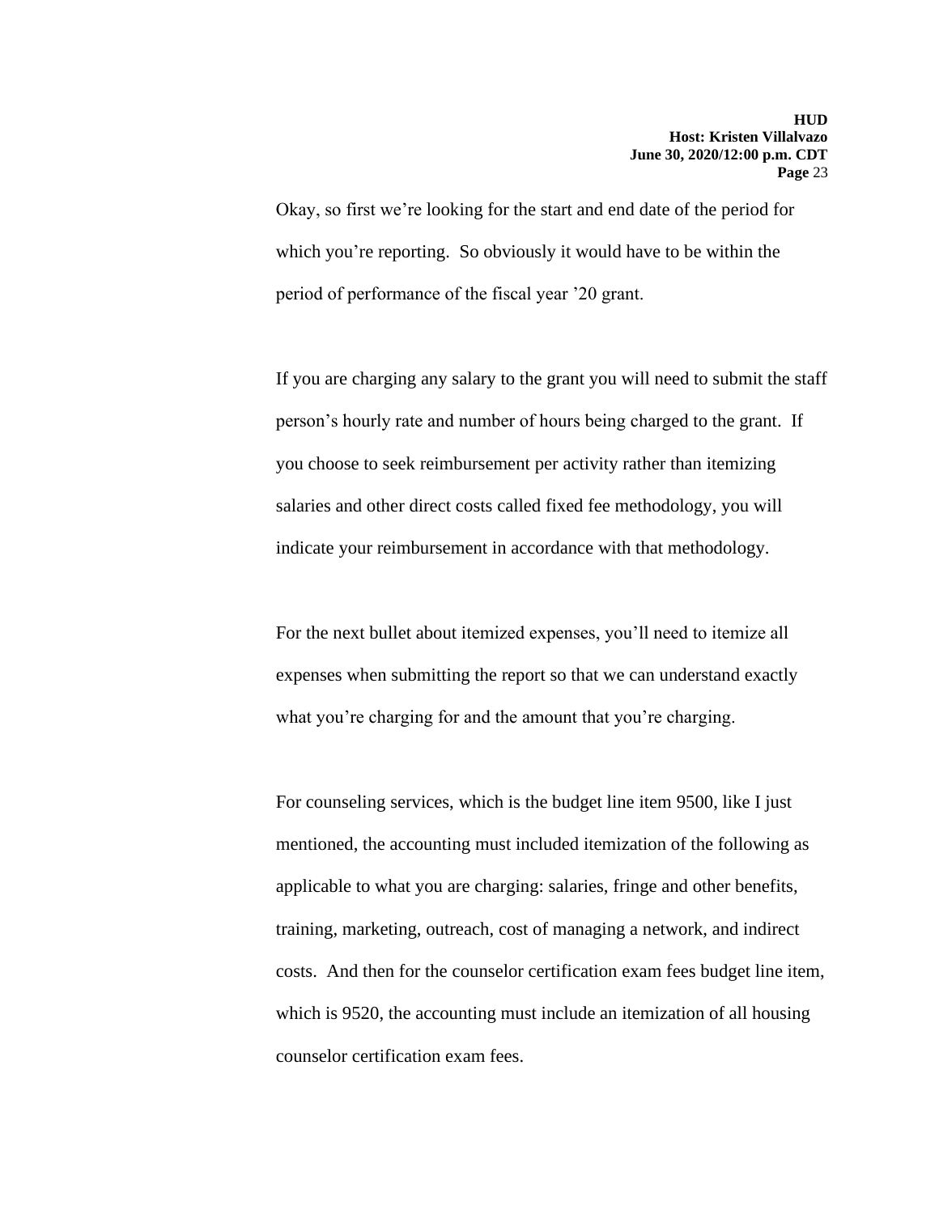Okay, so first we're looking for the start and end date of the period for which you're reporting. So obviously it would have to be within the period of performance of the fiscal year '20 grant.

If you are charging any salary to the grant you will need to submit the staff person's hourly rate and number of hours being charged to the grant. If you choose to seek reimbursement per activity rather than itemizing salaries and other direct costs called fixed fee methodology, you will indicate your reimbursement in accordance with that methodology.

For the next bullet about itemized expenses, you'll need to itemize all expenses when submitting the report so that we can understand exactly what you're charging for and the amount that you're charging.

For counseling services, which is the budget line item 9500, like I just mentioned, the accounting must included itemization of the following as applicable to what you are charging: salaries, fringe and other benefits, training, marketing, outreach, cost of managing a network, and indirect costs. And then for the counselor certification exam fees budget line item, which is 9520, the accounting must include an itemization of all housing counselor certification exam fees.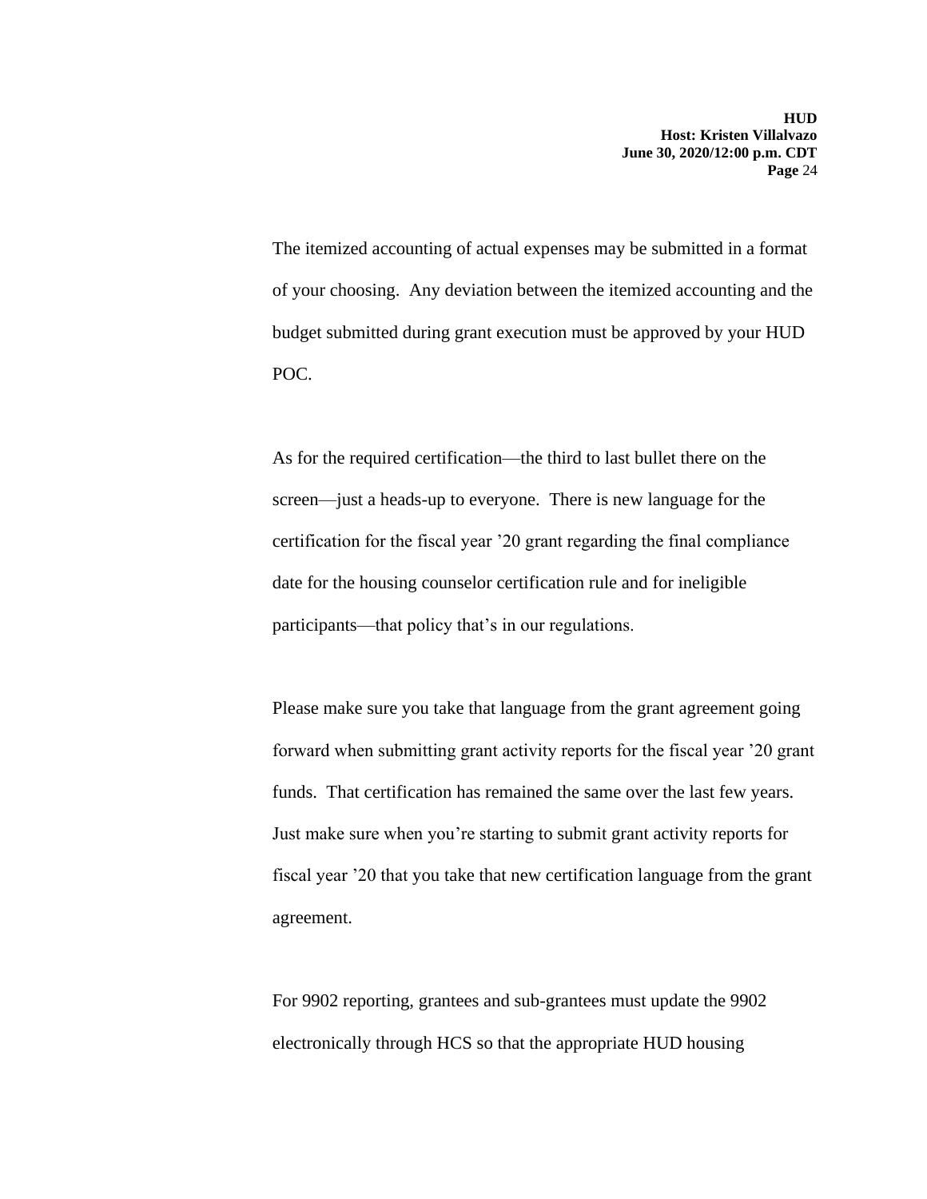The itemized accounting of actual expenses may be submitted in a format of your choosing. Any deviation between the itemized accounting and the budget submitted during grant execution must be approved by your HUD POC.

As for the required certification—the third to last bullet there on the screen—just a heads-up to everyone. There is new language for the certification for the fiscal year ’20 grant regarding the final compliance date for the housing counselor certification rule and for ineligible participants—that policy that’s in our regulations.

Please make sure you take that language from the grant agreement going forward when submitting grant activity reports for the fiscal year ’20 grant funds. That certification has remained the same over the last few years. Just make sure when you’re starting to submit grant activity reports for fiscal year ’20 that you take that new certification language from the grant agreement.

For 9902 reporting, grantees and sub-grantees must update the 9902 electronically through HCS so that the appropriate HUD housing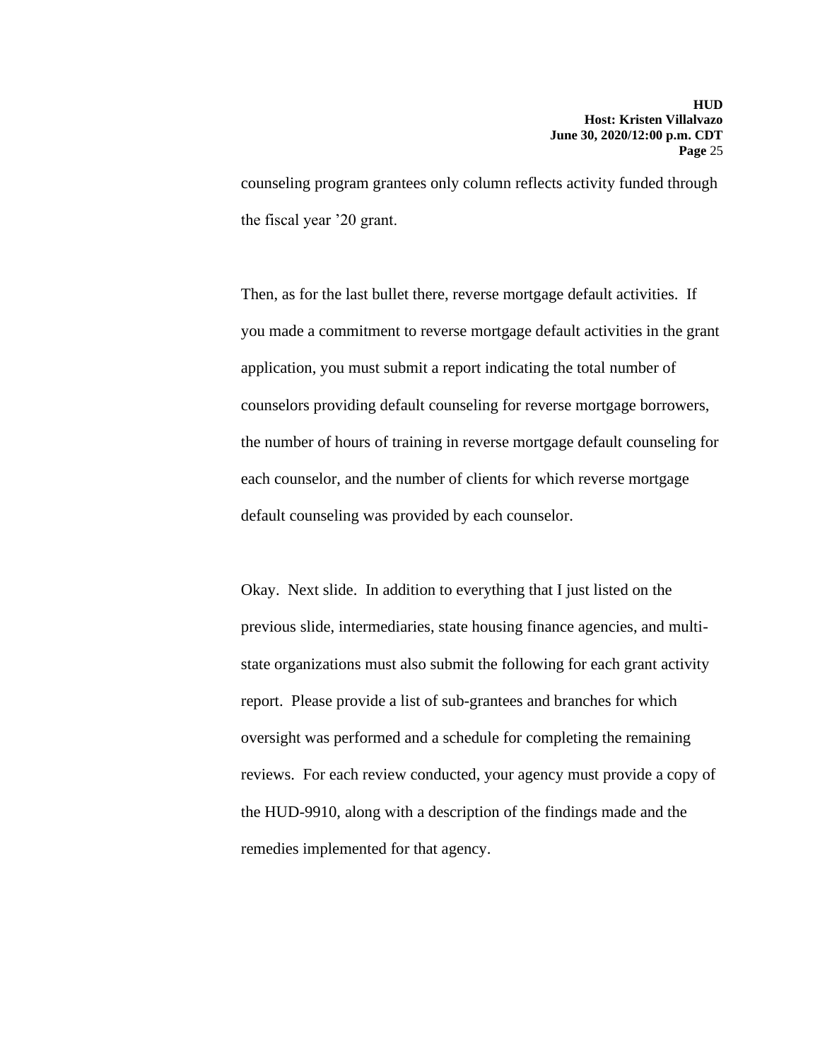counseling program grantees only column reflects activity funded through the fiscal year ’20 grant.

Then, as for the last bullet there, reverse mortgage default activities. If you made a commitment to reverse mortgage default activities in the grant application, you must submit a report indicating the total number of counselors providing default counseling for reverse mortgage borrowers, the number of hours of training in reverse mortgage default counseling for each counselor, and the number of clients for which reverse mortgage default counseling was provided by each counselor.

Okay. Next slide. In addition to everything that I just listed on the previous slide, intermediaries, state housing finance agencies, and multi-state organizations must also submit the following for each grant activity report. Please provide a list of sub-grantees and branches for which oversight was performed and a schedule for completing the remaining reviews. For each review conducted, your agency must provide a copy of the HUD-9910, along with a description of the findings made and the remedies implemented for that agency.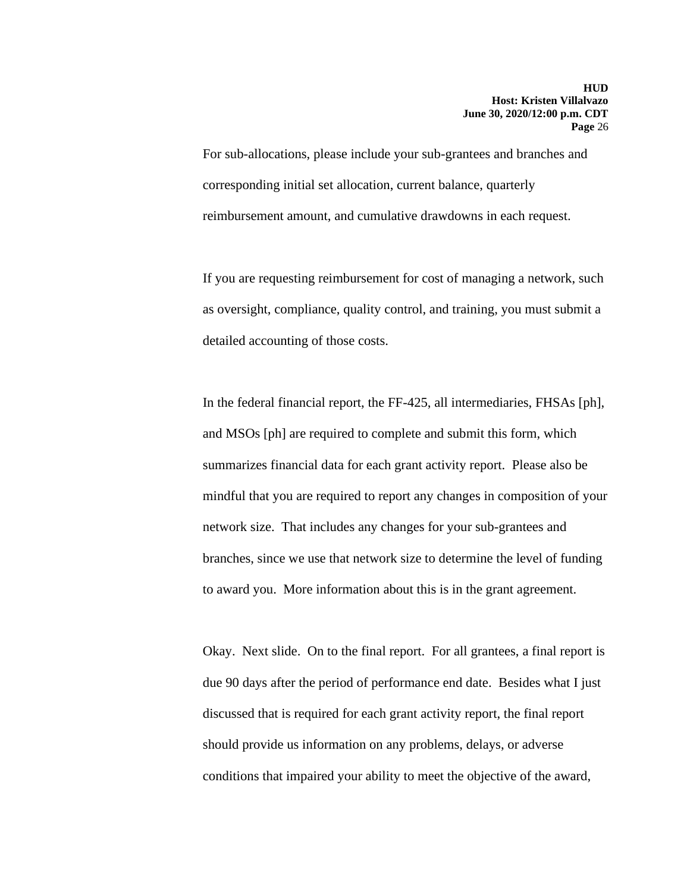For sub-allocations, please include your sub-grantees and branches and corresponding initial set allocation, current balance, quarterly reimbursement amount, and cumulative drawdowns in each request.

If you are requesting reimbursement for cost of managing a network, such as oversight, compliance, quality control, and training, you must submit a detailed accounting of those costs.

In the federal financial report, the FF-425, all intermediaries, FHSAs [ph], and MSOs [ph] are required to complete and submit this form, which summarizes financial data for each grant activity report. Please also be mindful that you are required to report any changes in composition of your network size. That includes any changes for your sub-grantees and branches, since we use that network size to determine the level of funding to award you. More information about this is in the grant agreement.

Okay. Next slide. On to the final report. For all grantees, a final report is due 90 days after the period of performance end date. Besides what I just discussed that is required for each grant activity report, the final report should provide us information on any problems, delays, or adverse conditions that impaired your ability to meet the objective of the award,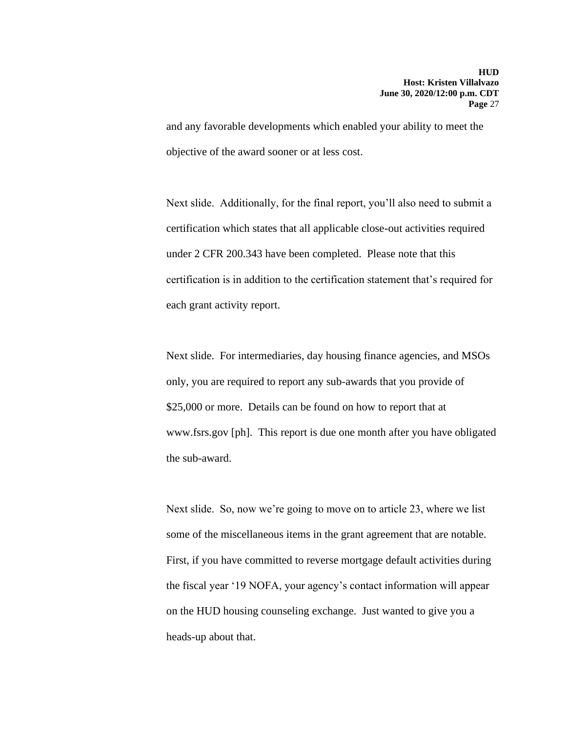and any favorable developments which enabled your ability to meet the objective of the award sooner or at less cost.

Next slide. Additionally, for the final report, you'll also need to submit a certification which states that all applicable close-out activities required under 2 CFR 200.343 have been completed. Please note that this certification is in addition to the certification statement that's required for each grant activity report.

Next slide. For intermediaries, day housing finance agencies, and MSOs only, you are required to report any sub-awards that you provide of $25,000 or more. Details can be found on how to report that at www.fsrs.gov [ph]. This report is due one month after you have obligated the sub-award.

Next slide. So, now we're going to move on to article 23, where we list some of the miscellaneous items in the grant agreement that are notable. First, if you have committed to reverse mortgage default activities during the fiscal year '19 NOFA, your agency's contact information will appear on the HUD housing counseling exchange. Just wanted to give you a heads-up about that.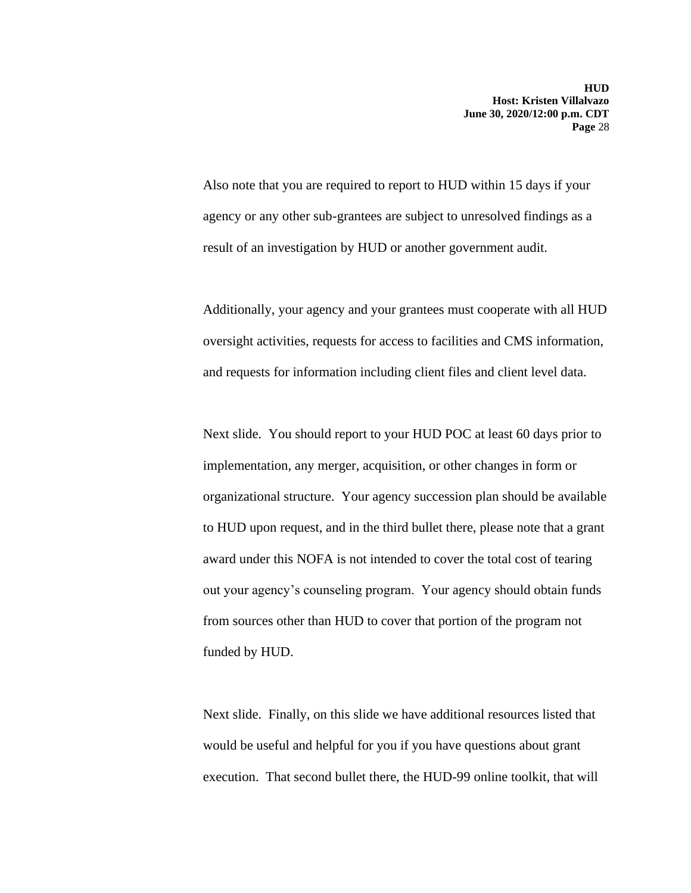Also note that you are required to report to HUD within 15 days if your agency or any other sub-grantees are subject to unresolved findings as a result of an investigation by HUD or another government audit.

Additionally, your agency and your grantees must cooperate with all HUD oversight activities, requests for access to facilities and CMS information, and requests for information including client files and client level data.

Next slide. You should report to your HUD POC at least 60 days prior to implementation, any merger, acquisition, or other changes in form or organizational structure. Your agency succession plan should be available to HUD upon request, and in the third bullet there, please note that a grant award under this NOFA is not intended to cover the total cost of tearing out your agency's counseling program. Your agency should obtain funds from sources other than HUD to cover that portion of the program not funded by HUD.

Next slide. Finally, on this slide we have additional resources listed that would be useful and helpful for you if you have questions about grant execution. That second bullet there, the HUD-99 online toolkit, that will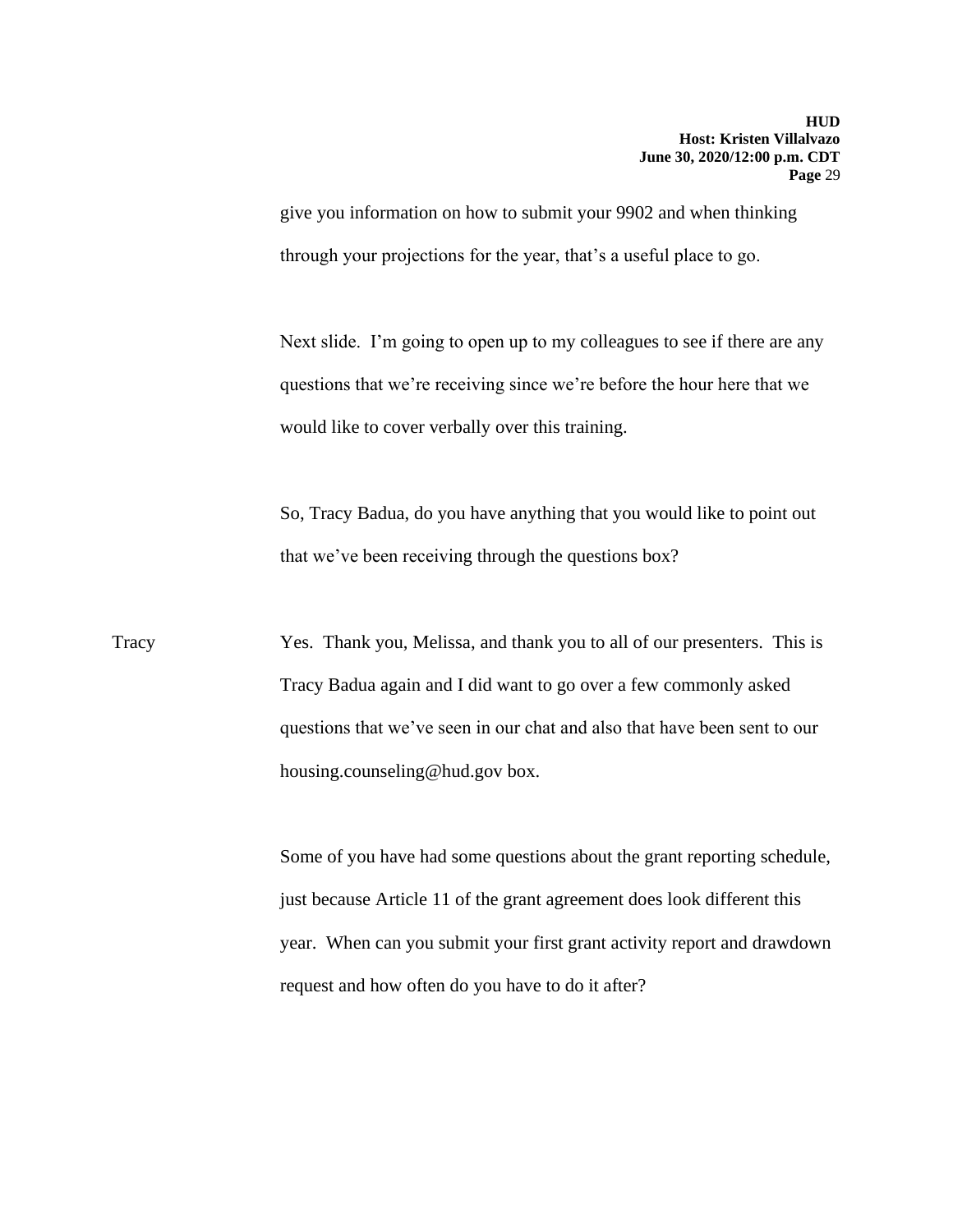give you information on how to submit your 9902 and when thinking through your projections for the year, that's a useful place to go.

Next slide. I'm going to open up to my colleagues to see if there are any questions that we're receiving since we're before the hour here that we would like to cover verbally over this training.

So, Tracy Badua, do you have anything that you would like to point out that we've been receiving through the questions box?

Tracy: Yes. Thank you, Melissa, and thank you to all of our presenters. This is Tracy Badua again and I did want to go over a few commonly asked questions that we've seen in our chat and also that have been sent to our housing.counseling@hud.gov box.

Some of you have had some questions about the grant reporting schedule, just because Article 11 of the grant agreement does look different this year. When can you submit your first grant activity report and drawdown request and how often do you have to do it after?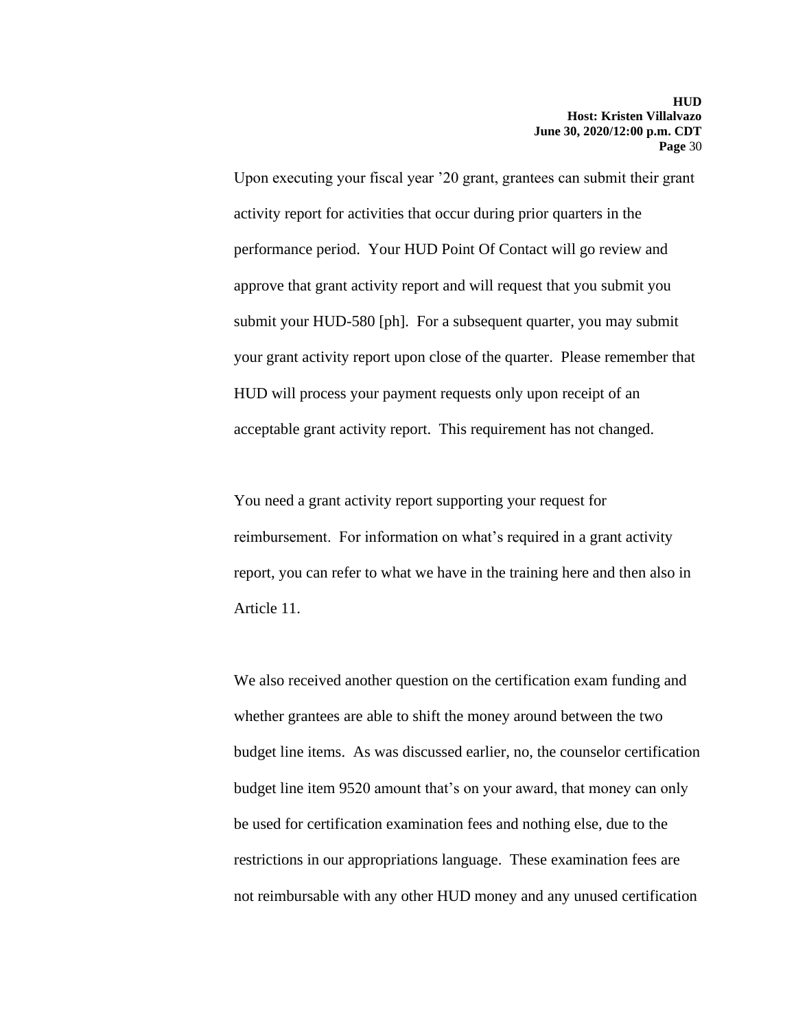Upon executing your fiscal year '20 grant, grantees can submit their grant activity report for activities that occur during prior quarters in the performance period. Your HUD Point Of Contact will go review and approve that grant activity report and will request that you submit you submit your HUD-580 [ph]. For a subsequent quarter, you may submit your grant activity report upon close of the quarter. Please remember that HUD will process your payment requests only upon receipt of an acceptable grant activity report. This requirement has not changed.

You need a grant activity report supporting your request for reimbursement. For information on what's required in a grant activity report, you can refer to what we have in the training here and then also in Article 11.

We also received another question on the certification exam funding and whether grantees are able to shift the money around between the two budget line items. As was discussed earlier, no, the counselor certification budget line item 9520 amount that's on your award, that money can only be used for certification examination fees and nothing else, due to the restrictions in our appropriations language. These examination fees are not reimbursable with any other HUD money and any unused certification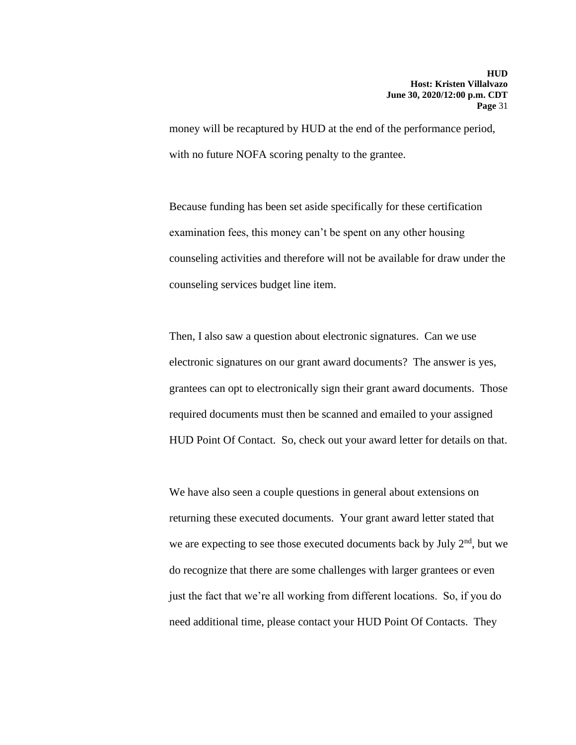money will be recaptured by HUD at the end of the performance period, with no future NOFA scoring penalty to the grantee.

Because funding has been set aside specifically for these certification examination fees, this money can't be spent on any other housing counseling activities and therefore will not be available for draw under the counseling services budget line item.

Then, I also saw a question about electronic signatures. Can we use electronic signatures on our grant award documents? The answer is yes, grantees can opt to electronically sign their grant award documents. Those required documents must then be scanned and emailed to your assigned HUD Point Of Contact. So, check out your award letter for details on that.

We have also seen a couple questions in general about extensions on returning these executed documents. Your grant award letter stated that we are expecting to see those executed documents back by July 2nd, but we do recognize that there are some challenges with larger grantees or even just the fact that we're all working from different locations. So, if you do need additional time, please contact your HUD Point Of Contacts. They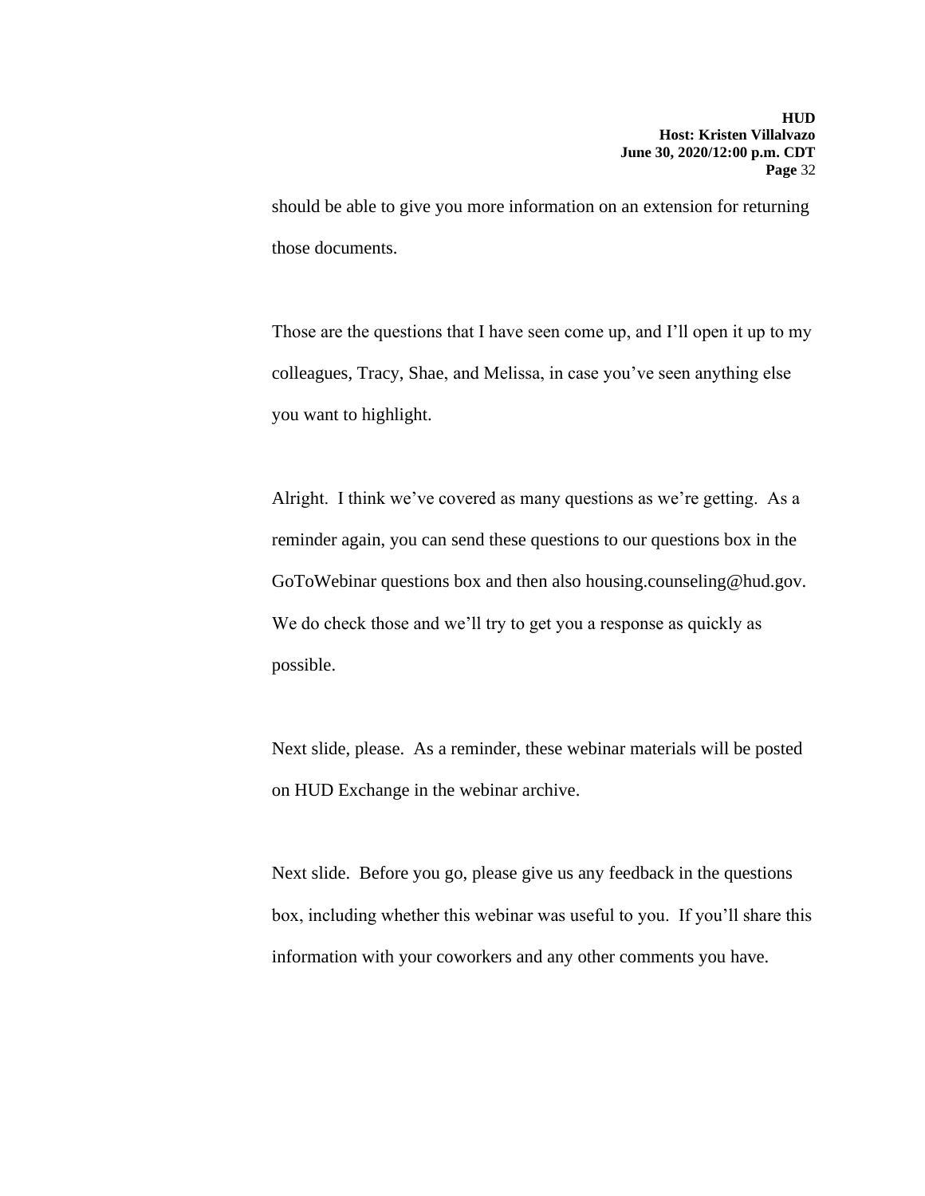should be able to give you more information on an extension for returning those documents.

Those are the questions that I have seen come up, and I'll open it up to my colleagues, Tracy, Shae, and Melissa, in case you've seen anything else you want to highlight.

Alright. I think we've covered as many questions as we're getting. As a reminder again, you can send these questions to our questions box in the GoToWebinar questions box and then also housing.counseling@hud.gov. We do check those and we'll try to get you a response as quickly as possible.

Next slide, please. As a reminder, these webinar materials will be posted on HUD Exchange in the webinar archive.

Next slide. Before you go, please give us any feedback in the questions box, including whether this webinar was useful to you. If you'll share this information with your coworkers and any other comments you have.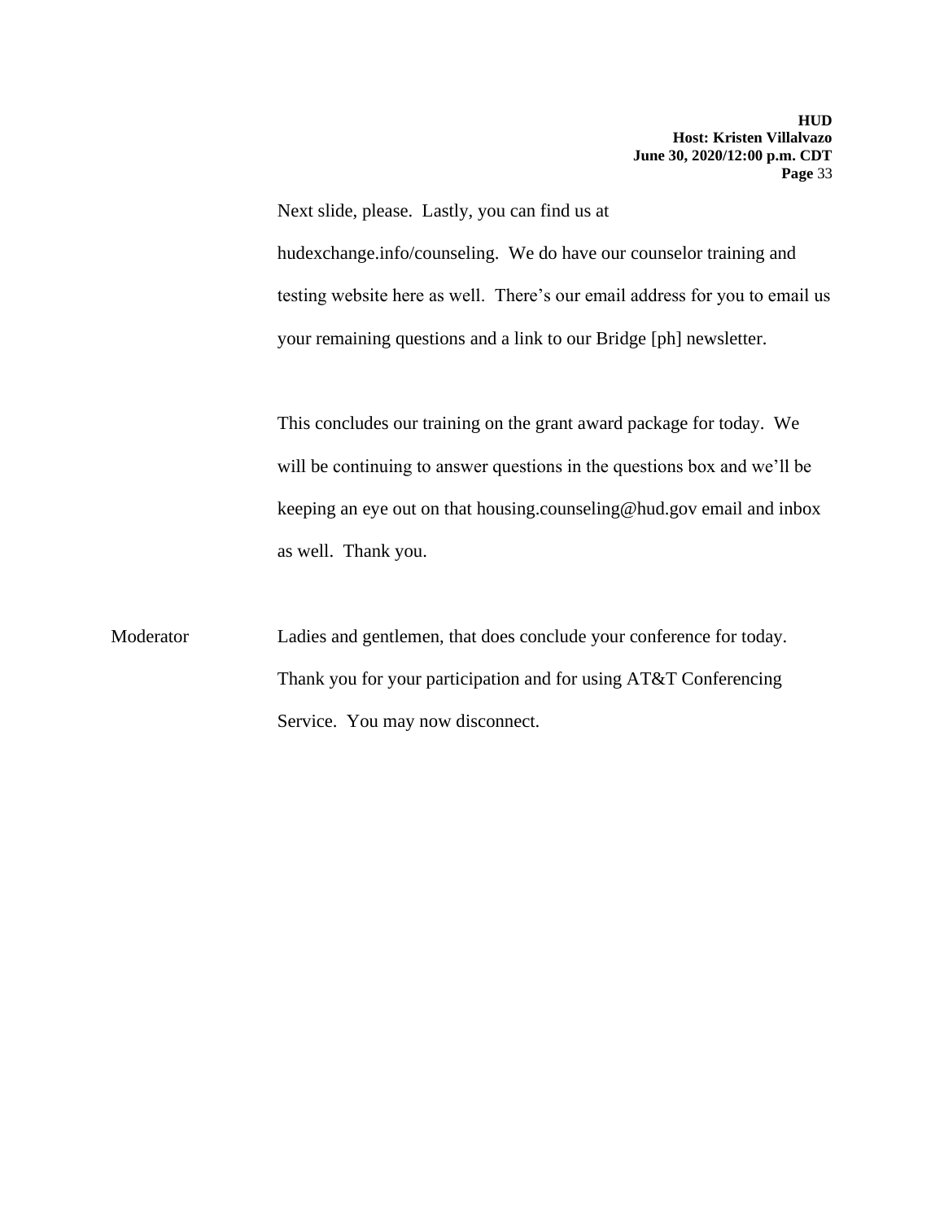Next slide, please. Lastly, you can find us at hudexchange.info/counseling. We do have our counselor training and testing website here as well. There's our email address for you to email us your remaining questions and a link to our Bridge [ph] newsletter.

This concludes our training on the grant award package for today. We will be continuing to answer questions in the questions box and we'll be keeping an eye out on that housing.counseling@hud.gov email and inbox as well. Thank you.

Moderator: Ladies and gentlemen, that does conclude your conference for today. Thank you for your participation and for using AT&T Conferencing Service. You may now disconnect.